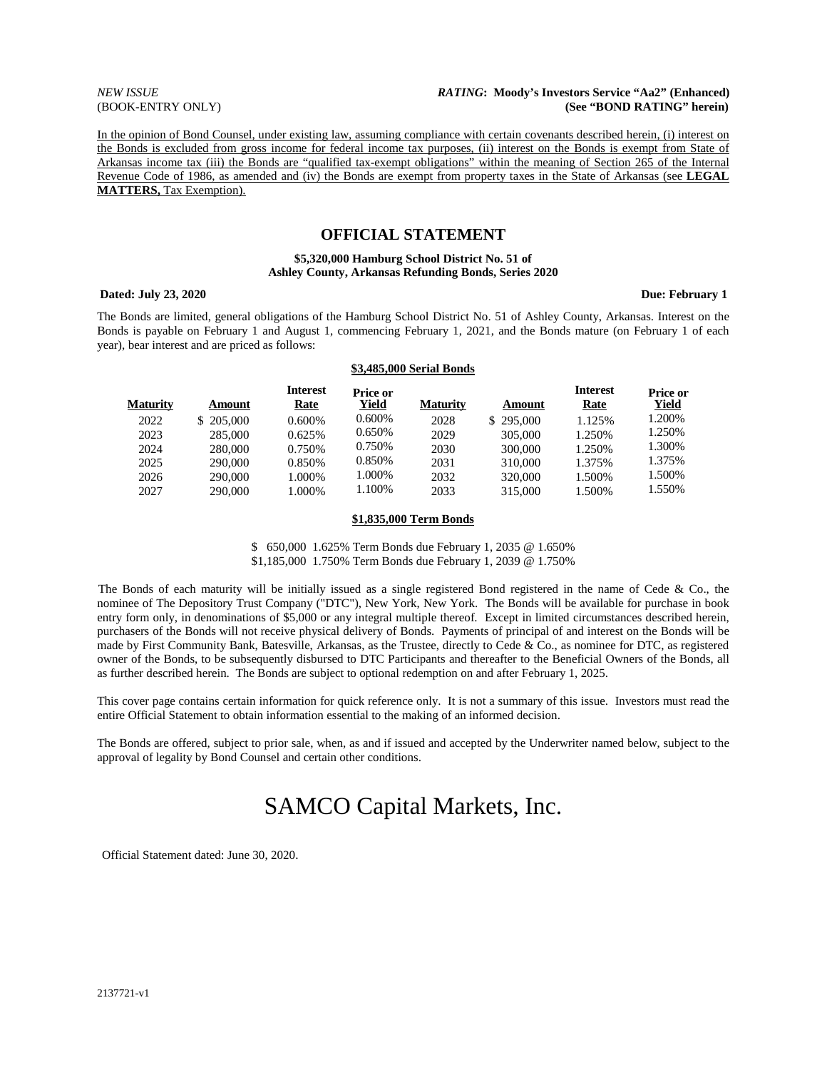*NEW ISSUE*
(BOOK-ENTRY ONLY)

***RATING*: Moody's Investors Service "Aa2" (Enhanced)**
**(See "BOND RATING" herein)**

In the opinion of Bond Counsel, under existing law, assuming compliance with certain covenants described herein, (i) interest on the Bonds is excluded from gross income for federal income tax purposes, (ii) interest on the Bonds is exempt from State of Arkansas income tax (iii) the Bonds are "qualified tax-exempt obligations" within the meaning of Section 265 of the Internal Revenue Code of 1986, as amended and (iv) the Bonds are exempt from property taxes in the State of Arkansas (see **LEGAL MATTERS,** Tax Exemption).

# OFFICIAL STATEMENT

**$5,320,000 Hamburg School District No. 51 of**
**Ashley County, Arkansas Refunding Bonds, Series 2020**

**Dated: July 23, 2020** **Due: February 1**

The Bonds are limited, general obligations of the Hamburg School District No. 51 of Ashley County, Arkansas. Interest on the Bonds is payable on February 1 and August 1, commencing February 1, 2021, and the Bonds mature (on February 1 of each year), bear interest and are priced as follows:

**$3,485,000 Serial Bonds**

| Maturity | Amount | Interest Rate | Price or Yield | Maturity | Amount | Interest Rate | Price or Yield |
|---|---|---|---|---|---|---|---|
| 2022 | $ 205,000 | 0.600% | 0.600% | 2028 | $ 295,000 | 1.125% | 1.200% |
| 2023 | 285,000 | 0.625% | 0.650% | 2029 | 305,000 | 1.250% | 1.250% |
| 2024 | 280,000 | 0.750% | 0.750% | 2030 | 300,000 | 1.250% | 1.300% |
| 2025 | 290,000 | 0.850% | 0.850% | 2031 | 310,000 | 1.375% | 1.375% |
| 2026 | 290,000 | 1.000% | 1.000% | 2032 | 320,000 | 1.500% | 1.500% |
| 2027 | 290,000 | 1.000% | 1.100% | 2033 | 315,000 | 1.500% | 1.550% |

**$1,835,000 Term Bonds**

$ 650,000 1.625% Term Bonds due February 1, 2035 @ 1.650%
$1,185,000 1.750% Term Bonds due February 1, 2039 @ 1.750%

The Bonds of each maturity will be initially issued as a single registered Bond registered in the name of Cede & Co., the nominee of The Depository Trust Company ("DTC"), New York, New York. The Bonds will be available for purchase in book entry form only, in denominations of $5,000 or any integral multiple thereof. Except in limited circumstances described herein, purchasers of the Bonds will not receive physical delivery of Bonds. Payments of principal of and interest on the Bonds will be made by First Community Bank, Batesville, Arkansas, as the Trustee, directly to Cede & Co., as nominee for DTC, as registered owner of the Bonds, to be subsequently disbursed to DTC Participants and thereafter to the Beneficial Owners of the Bonds, all as further described herein. The Bonds are subject to optional redemption on and after February 1, 2025.

This cover page contains certain information for quick reference only. It is not a summary of this issue. Investors must read the entire Official Statement to obtain information essential to the making of an informed decision.

The Bonds are offered, subject to prior sale, when, as and if issued and accepted by the Underwriter named below, subject to the approval of legality by Bond Counsel and certain other conditions.

# SAMCO Capital Markets, Inc.

Official Statement dated: June 30, 2020.

2137721-v1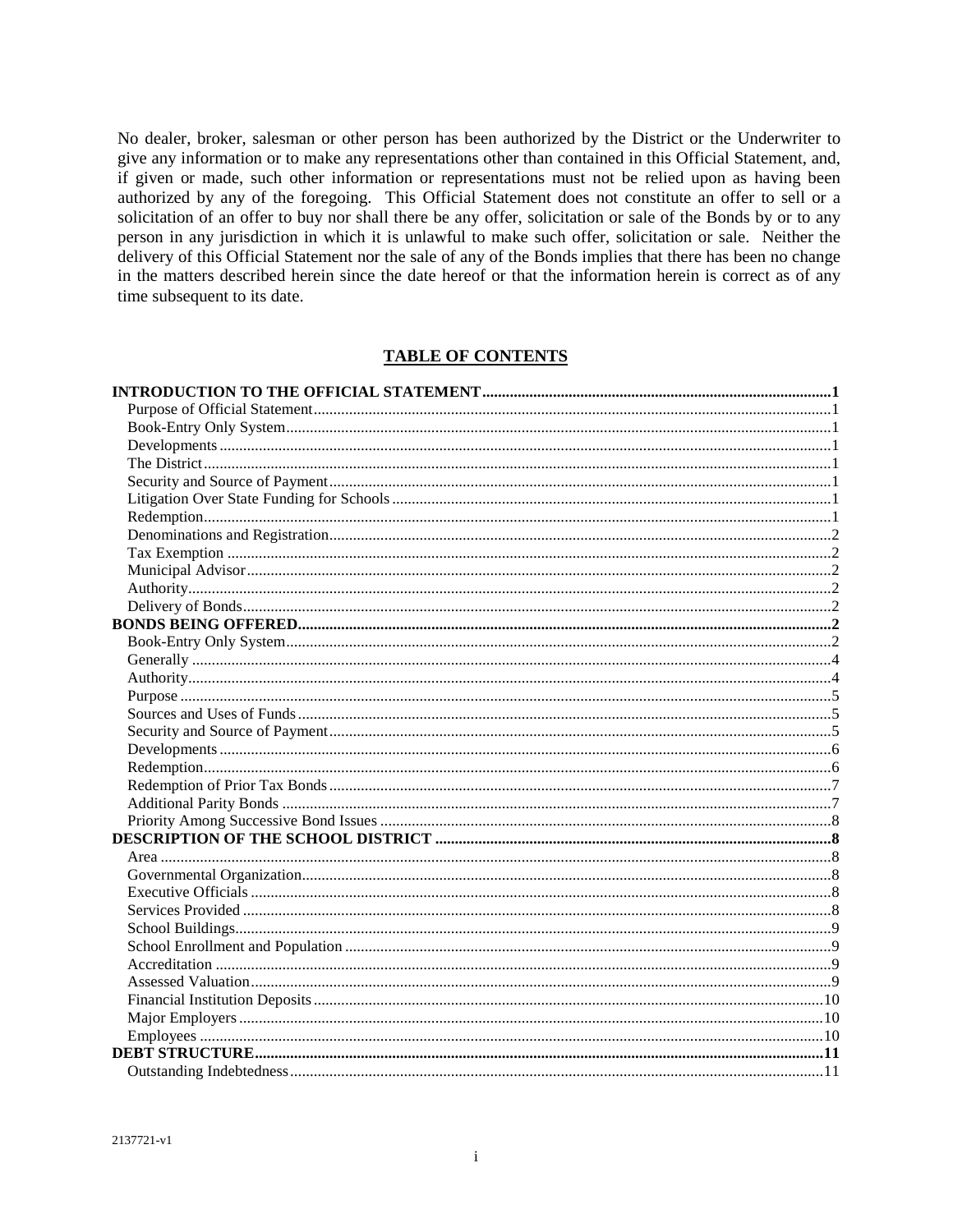No dealer, broker, salesman or other person has been authorized by the District or the Underwriter to give any information or to make any representations other than contained in this Official Statement, and, if given or made, such other information or representations must not be relied upon as having been authorized by any of the foregoing. This Official Statement does not constitute an offer to sell or a solicitation of an offer to buy nor shall there be any offer, solicitation or sale of the Bonds by or to any person in any jurisdiction in which it is unlawful to make such offer, solicitation or sale. Neither the delivery of this Official Statement nor the sale of any of the Bonds implies that there has been no change in the matters described herein since the date hereof or that the information herein is correct as of any time subsequent to its date.

## TABLE OF CONTENTS

| | |
|---|---|
| **INTRODUCTION TO THE OFFICIAL STATEMENT** | **1** |
| Purpose of Official Statement | 1 |
| Book-Entry Only System | 1 |
| Developments | 1 |
| The District | 1 |
| Security and Source of Payment | 1 |
| Litigation Over State Funding for Schools | 1 |
| Redemption | 1 |
| Denominations and Registration | 2 |
| Tax Exemption | 2 |
| Municipal Advisor | 2 |
| Authority | 2 |
| Delivery of Bonds | 2 |
| **BONDS BEING OFFERED** | **2** |
| Book-Entry Only System | 2 |
| Generally | 4 |
| Authority | 4 |
| Purpose | 5 |
| Sources and Uses of Funds | 5 |
| Security and Source of Payment | 5 |
| Developments | 6 |
| Redemption | 6 |
| Redemption of Prior Tax Bonds | 7 |
| Additional Parity Bonds | 7 |
| Priority Among Successive Bond Issues | 8 |
| **DESCRIPTION OF THE SCHOOL DISTRICT** | **8** |
| Area | 8 |
| Governmental Organization | 8 |
| Executive Officials | 8 |
| Services Provided | 8 |
| School Buildings | 9 |
| School Enrollment and Population | 9 |
| Accreditation | 9 |
| Assessed Valuation | 9 |
| Financial Institution Deposits | 10 |
| Major Employers | 10 |
| Employees | 10 |
| **DEBT STRUCTURE** | **11** |
| Outstanding Indebtedness | 11 |

2137721-v1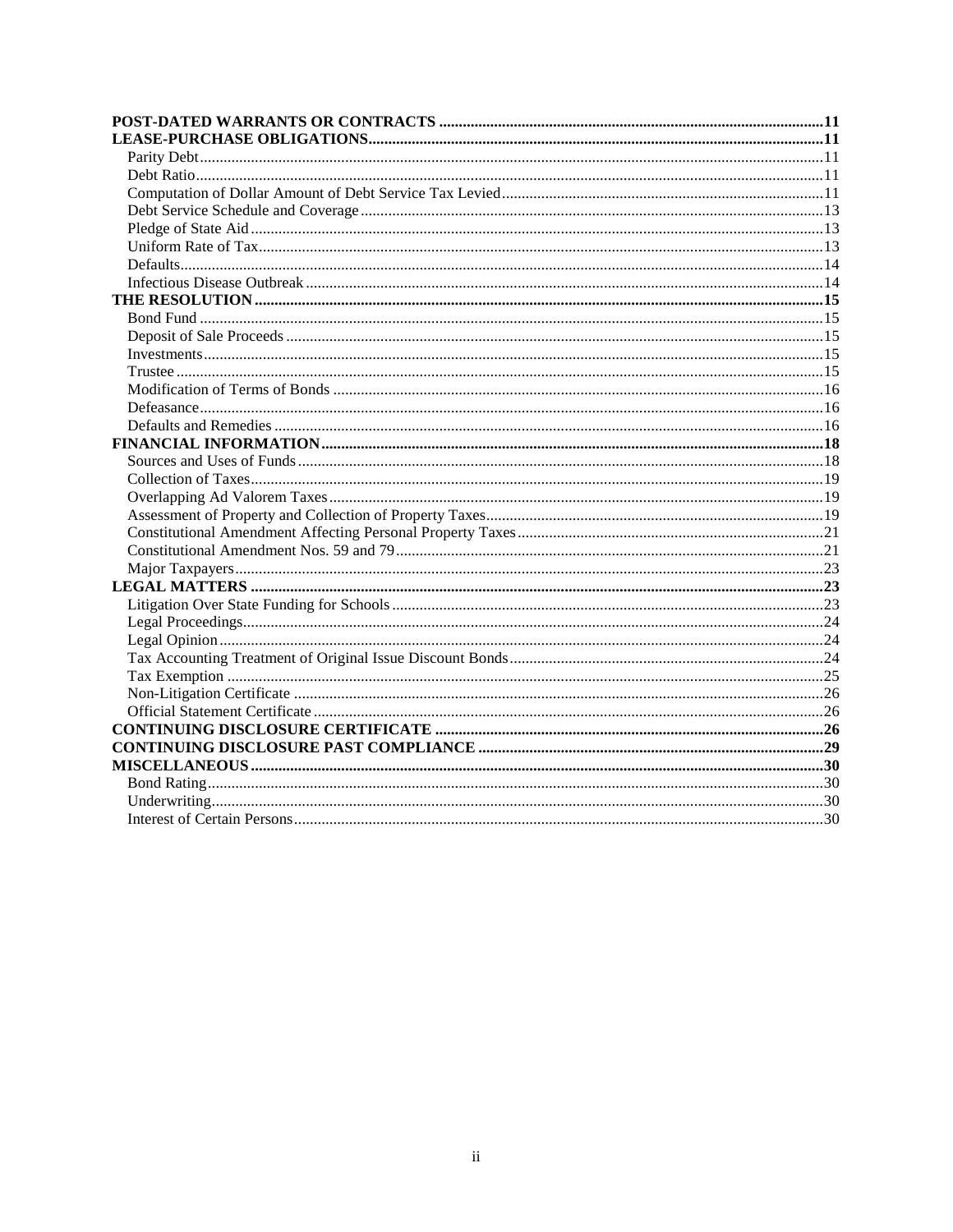| | |
|---|---|
| **POST-DATED WARRANTS OR CONTRACTS** | **11** |
| **LEASE-PURCHASE OBLIGATIONS** | **11** |
| Parity Debt | 11 |
| Debt Ratio | 11 |
| Computation of Dollar Amount of Debt Service Tax Levied | 11 |
| Debt Service Schedule and Coverage | 13 |
| Pledge of State Aid | 13 |
| Uniform Rate of Tax | 13 |
| Defaults | 14 |
| Infectious Disease Outbreak | 14 |
| **THE RESOLUTION** | **15** |
| Bond Fund | 15 |
| Deposit of Sale Proceeds | 15 |
| Investments | 15 |
| Trustee | 15 |
| Modification of Terms of Bonds | 16 |
| Defeasance | 16 |
| Defaults and Remedies | 16 |
| **FINANCIAL INFORMATION** | **18** |
| Sources and Uses of Funds | 18 |
| Collection of Taxes | 19 |
| Overlapping Ad Valorem Taxes | 19 |
| Assessment of Property and Collection of Property Taxes | 19 |
| Constitutional Amendment Affecting Personal Property Taxes | 21 |
| Constitutional Amendment Nos. 59 and 79 | 21 |
| Major Taxpayers | 23 |
| **LEGAL MATTERS** | **23** |
| Litigation Over State Funding for Schools | 23 |
| Legal Proceedings | 24 |
| Legal Opinion | 24 |
| Tax Accounting Treatment of Original Issue Discount Bonds | 24 |
| Tax Exemption | 25 |
| Non-Litigation Certificate | 26 |
| Official Statement Certificate | 26 |
| **CONTINUING DISCLOSURE CERTIFICATE** | **26** |
| **CONTINUING DISCLOSURE PAST COMPLIANCE** | **29** |
| **MISCELLANEOUS** | **30** |
| Bond Rating | 30 |
| Underwriting | 30 |
| Interest of Certain Persons | 30 |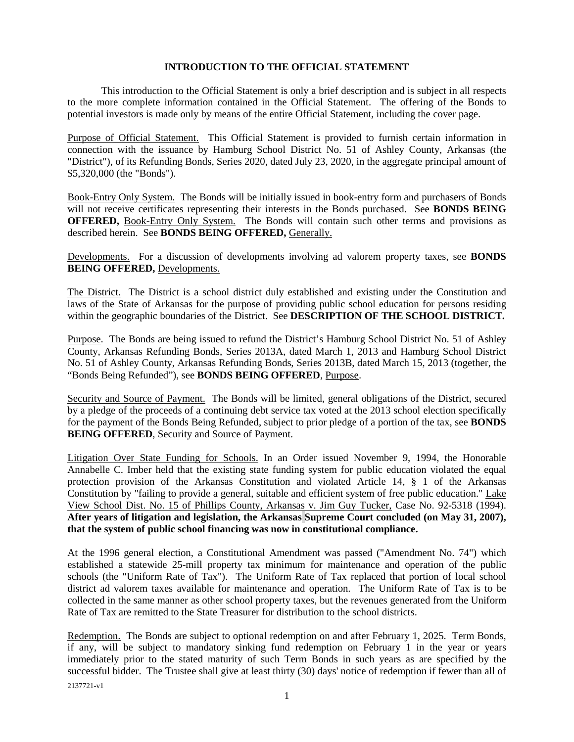## INTRODUCTION TO THE OFFICIAL STATEMENT

This introduction to the Official Statement is only a brief description and is subject in all respects to the more complete information contained in the Official Statement. The offering of the Bonds to potential investors is made only by means of the entire Official Statement, including the cover page.

Purpose of Official Statement. This Official Statement is provided to furnish certain information in connection with the issuance by Hamburg School District No. 51 of Ashley County, Arkansas (the "District"), of its Refunding Bonds, Series 2020, dated July 23, 2020, in the aggregate principal amount of $5,320,000 (the "Bonds").

Book-Entry Only System. The Bonds will be initially issued in book-entry form and purchasers of Bonds will not receive certificates representing their interests in the Bonds purchased. See **BONDS BEING OFFERED,** Book-Entry Only System. The Bonds will contain such other terms and provisions as described herein. See **BONDS BEING OFFERED,** Generally.

Developments. For a discussion of developments involving ad valorem property taxes, see **BONDS BEING OFFERED,** Developments.

The District. The District is a school district duly established and existing under the Constitution and laws of the State of Arkansas for the purpose of providing public school education for persons residing within the geographic boundaries of the District. See **DESCRIPTION OF THE SCHOOL DISTRICT.**

Purpose. The Bonds are being issued to refund the District's Hamburg School District No. 51 of Ashley County, Arkansas Refunding Bonds, Series 2013A, dated March 1, 2013 and Hamburg School District No. 51 of Ashley County, Arkansas Refunding Bonds, Series 2013B, dated March 15, 2013 (together, the "Bonds Being Refunded"), see **BONDS BEING OFFERED**, Purpose.

Security and Source of Payment. The Bonds will be limited, general obligations of the District, secured by a pledge of the proceeds of a continuing debt service tax voted at the 2013 school election specifically for the payment of the Bonds Being Refunded, subject to prior pledge of a portion of the tax, see **BONDS BEING OFFERED**, Security and Source of Payment.

Litigation Over State Funding for Schools. In an Order issued November 9, 1994, the Honorable Annabelle C. Imber held that the existing state funding system for public education violated the equal protection provision of the Arkansas Constitution and violated Article 14, § 1 of the Arkansas Constitution by "failing to provide a general, suitable and efficient system of free public education." Lake View School Dist. No. 15 of Phillips County, Arkansas v. Jim Guy Tucker, Case No. 92-5318 (1994). **After years of litigation and legislation, the Arkansas Supreme Court concluded (on May 31, 2007), that the system of public school financing was now in constitutional compliance.**

At the 1996 general election, a Constitutional Amendment was passed ("Amendment No. 74") which established a statewide 25-mill property tax minimum for maintenance and operation of the public schools (the "Uniform Rate of Tax"). The Uniform Rate of Tax replaced that portion of local school district ad valorem taxes available for maintenance and operation. The Uniform Rate of Tax is to be collected in the same manner as other school property taxes, but the revenues generated from the Uniform Rate of Tax are remitted to the State Treasurer for distribution to the school districts.

Redemption. The Bonds are subject to optional redemption on and after February 1, 2025. Term Bonds, if any, will be subject to mandatory sinking fund redemption on February 1 in the year or years immediately prior to the stated maturity of such Term Bonds in such years as are specified by the successful bidder. The Trustee shall give at least thirty (30) days' notice of redemption if fewer than all of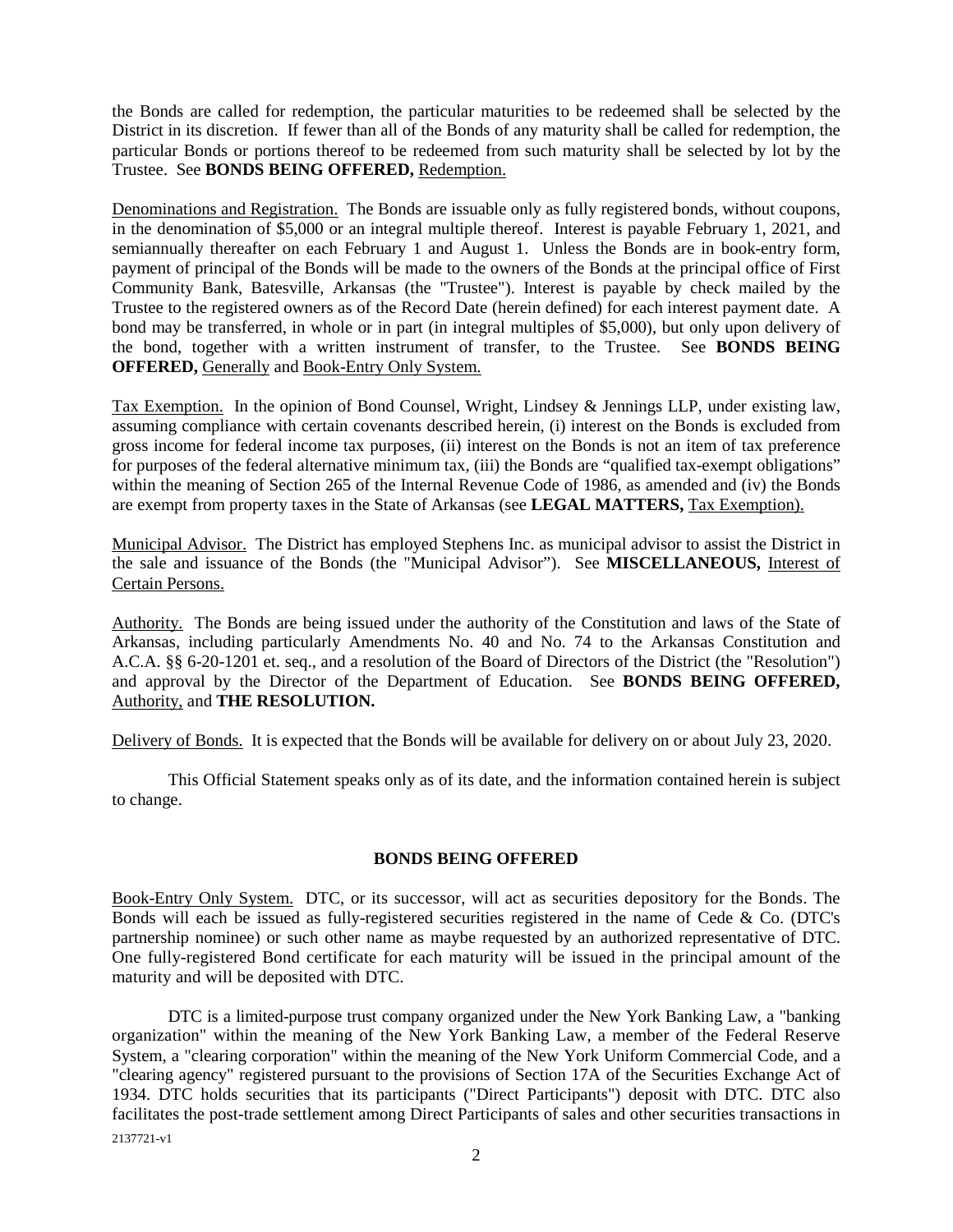the Bonds are called for redemption, the particular maturities to be redeemed shall be selected by the District in its discretion. If fewer than all of the Bonds of any maturity shall be called for redemption, the particular Bonds or portions thereof to be redeemed from such maturity shall be selected by lot by the Trustee. See **BONDS BEING OFFERED,** Redemption.

Denominations and Registration. The Bonds are issuable only as fully registered bonds, without coupons, in the denomination of $5,000 or an integral multiple thereof. Interest is payable February 1, 2021, and semiannually thereafter on each February 1 and August 1. Unless the Bonds are in book-entry form, payment of principal of the Bonds will be made to the owners of the Bonds at the principal office of First Community Bank, Batesville, Arkansas (the "Trustee"). Interest is payable by check mailed by the Trustee to the registered owners as of the Record Date (herein defined) for each interest payment date. A bond may be transferred, in whole or in part (in integral multiples of $5,000), but only upon delivery of the bond, together with a written instrument of transfer, to the Trustee. See **BONDS BEING OFFERED,** Generally and Book-Entry Only System.

Tax Exemption. In the opinion of Bond Counsel, Wright, Lindsey & Jennings LLP, under existing law, assuming compliance with certain covenants described herein, (i) interest on the Bonds is excluded from gross income for federal income tax purposes, (ii) interest on the Bonds is not an item of tax preference for purposes of the federal alternative minimum tax, (iii) the Bonds are "qualified tax-exempt obligations" within the meaning of Section 265 of the Internal Revenue Code of 1986, as amended and (iv) the Bonds are exempt from property taxes in the State of Arkansas (see **LEGAL MATTERS,** Tax Exemption).

Municipal Advisor. The District has employed Stephens Inc. as municipal advisor to assist the District in the sale and issuance of the Bonds (the "Municipal Advisor"). See **MISCELLANEOUS,** Interest of Certain Persons.

Authority. The Bonds are being issued under the authority of the Constitution and laws of the State of Arkansas, including particularly Amendments No. 40 and No. 74 to the Arkansas Constitution and A.C.A. §§ 6-20-1201 et. seq., and a resolution of the Board of Directors of the District (the "Resolution") and approval by the Director of the Department of Education. See **BONDS BEING OFFERED,** Authority, and **THE RESOLUTION.**

Delivery of Bonds. It is expected that the Bonds will be available for delivery on or about July 23, 2020.

This Official Statement speaks only as of its date, and the information contained herein is subject to change.

## BONDS BEING OFFERED

Book-Entry Only System. DTC, or its successor, will act as securities depository for the Bonds. The Bonds will each be issued as fully-registered securities registered in the name of Cede & Co. (DTC's partnership nominee) or such other name as maybe requested by an authorized representative of DTC. One fully-registered Bond certificate for each maturity will be issued in the principal amount of the maturity and will be deposited with DTC.

DTC is a limited-purpose trust company organized under the New York Banking Law, a "banking organization" within the meaning of the New York Banking Law, a member of the Federal Reserve System, a "clearing corporation" within the meaning of the New York Uniform Commercial Code, and a "clearing agency" registered pursuant to the provisions of Section 17A of the Securities Exchange Act of 1934. DTC holds securities that its participants ("Direct Participants") deposit with DTC. DTC also facilitates the post-trade settlement among Direct Participants of sales and other securities transactions in

2137721-v1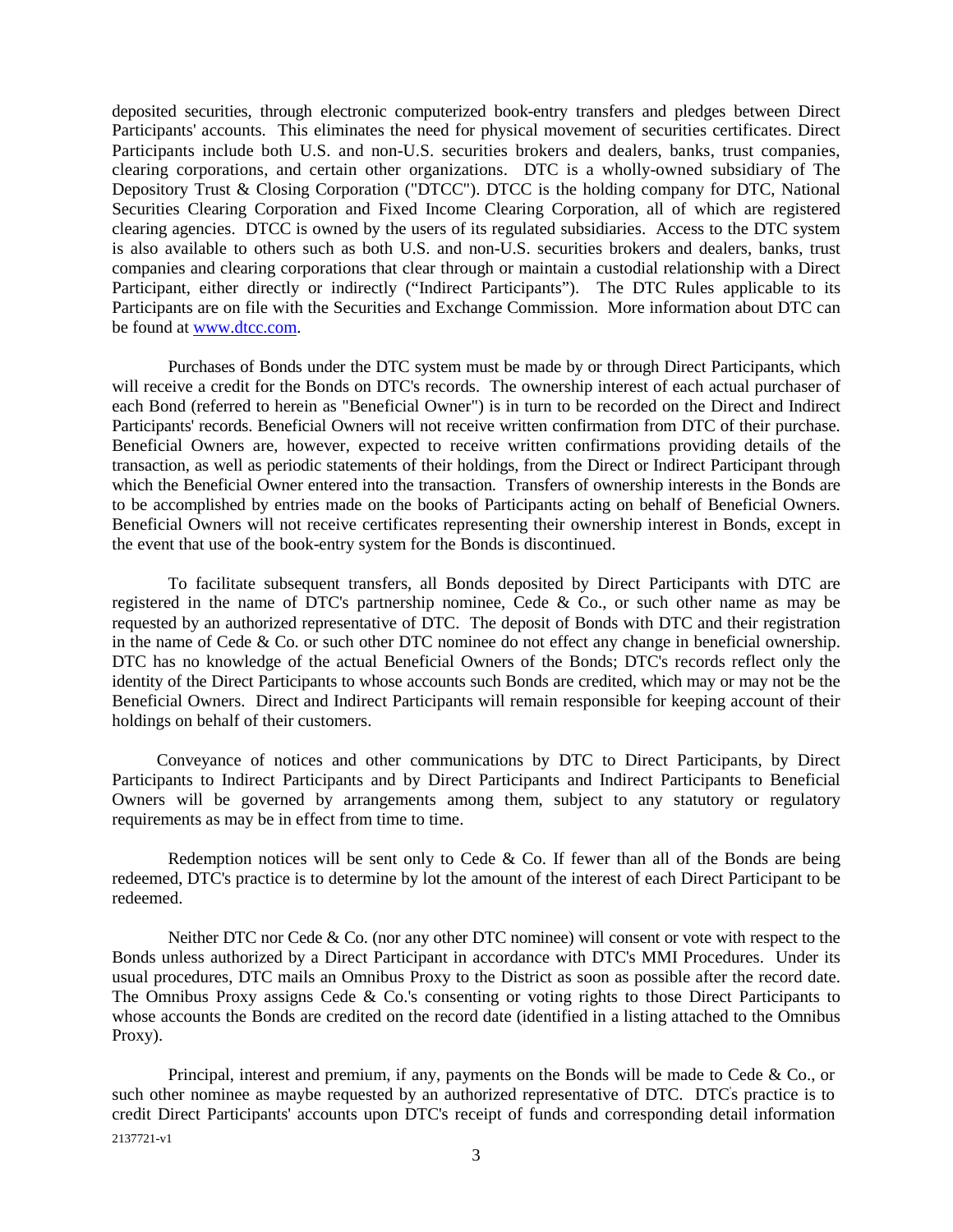deposited securities, through electronic computerized book-entry transfers and pledges between Direct Participants' accounts. This eliminates the need for physical movement of securities certificates. Direct Participants include both U.S. and non-U.S. securities brokers and dealers, banks, trust companies, clearing corporations, and certain other organizations. DTC is a wholly-owned subsidiary of The Depository Trust & Closing Corporation ("DTCC"). DTCC is the holding company for DTC, National Securities Clearing Corporation and Fixed Income Clearing Corporation, all of which are registered clearing agencies. DTCC is owned by the users of its regulated subsidiaries. Access to the DTC system is also available to others such as both U.S. and non-U.S. securities brokers and dealers, banks, trust companies and clearing corporations that clear through or maintain a custodial relationship with a Direct Participant, either directly or indirectly ("Indirect Participants"). The DTC Rules applicable to its Participants are on file with the Securities and Exchange Commission. More information about DTC can be found at www.dtcc.com.

Purchases of Bonds under the DTC system must be made by or through Direct Participants, which will receive a credit for the Bonds on DTC's records. The ownership interest of each actual purchaser of each Bond (referred to herein as "Beneficial Owner") is in turn to be recorded on the Direct and Indirect Participants' records. Beneficial Owners will not receive written confirmation from DTC of their purchase. Beneficial Owners are, however, expected to receive written confirmations providing details of the transaction, as well as periodic statements of their holdings, from the Direct or Indirect Participant through which the Beneficial Owner entered into the transaction. Transfers of ownership interests in the Bonds are to be accomplished by entries made on the books of Participants acting on behalf of Beneficial Owners. Beneficial Owners will not receive certificates representing their ownership interest in Bonds, except in the event that use of the book-entry system for the Bonds is discontinued.

To facilitate subsequent transfers, all Bonds deposited by Direct Participants with DTC are registered in the name of DTC's partnership nominee, Cede & Co., or such other name as may be requested by an authorized representative of DTC. The deposit of Bonds with DTC and their registration in the name of Cede & Co. or such other DTC nominee do not effect any change in beneficial ownership. DTC has no knowledge of the actual Beneficial Owners of the Bonds; DTC's records reflect only the identity of the Direct Participants to whose accounts such Bonds are credited, which may or may not be the Beneficial Owners. Direct and Indirect Participants will remain responsible for keeping account of their holdings on behalf of their customers.

Conveyance of notices and other communications by DTC to Direct Participants, by Direct Participants to Indirect Participants and by Direct Participants and Indirect Participants to Beneficial Owners will be governed by arrangements among them, subject to any statutory or regulatory requirements as may be in effect from time to time.

Redemption notices will be sent only to Cede & Co. If fewer than all of the Bonds are being redeemed, DTC's practice is to determine by lot the amount of the interest of each Direct Participant to be redeemed.

Neither DTC nor Cede & Co. (nor any other DTC nominee) will consent or vote with respect to the Bonds unless authorized by a Direct Participant in accordance with DTC's MMI Procedures. Under its usual procedures, DTC mails an Omnibus Proxy to the District as soon as possible after the record date. The Omnibus Proxy assigns Cede & Co.'s consenting or voting rights to those Direct Participants to whose accounts the Bonds are credited on the record date (identified in a listing attached to the Omnibus Proxy).

Principal, interest and premium, if any, payments on the Bonds will be made to Cede & Co., or such other nominee as maybe requested by an authorized representative of DTC. DTC's practice is to credit Direct Participants' accounts upon DTC's receipt of funds and corresponding detail information

2137721-v1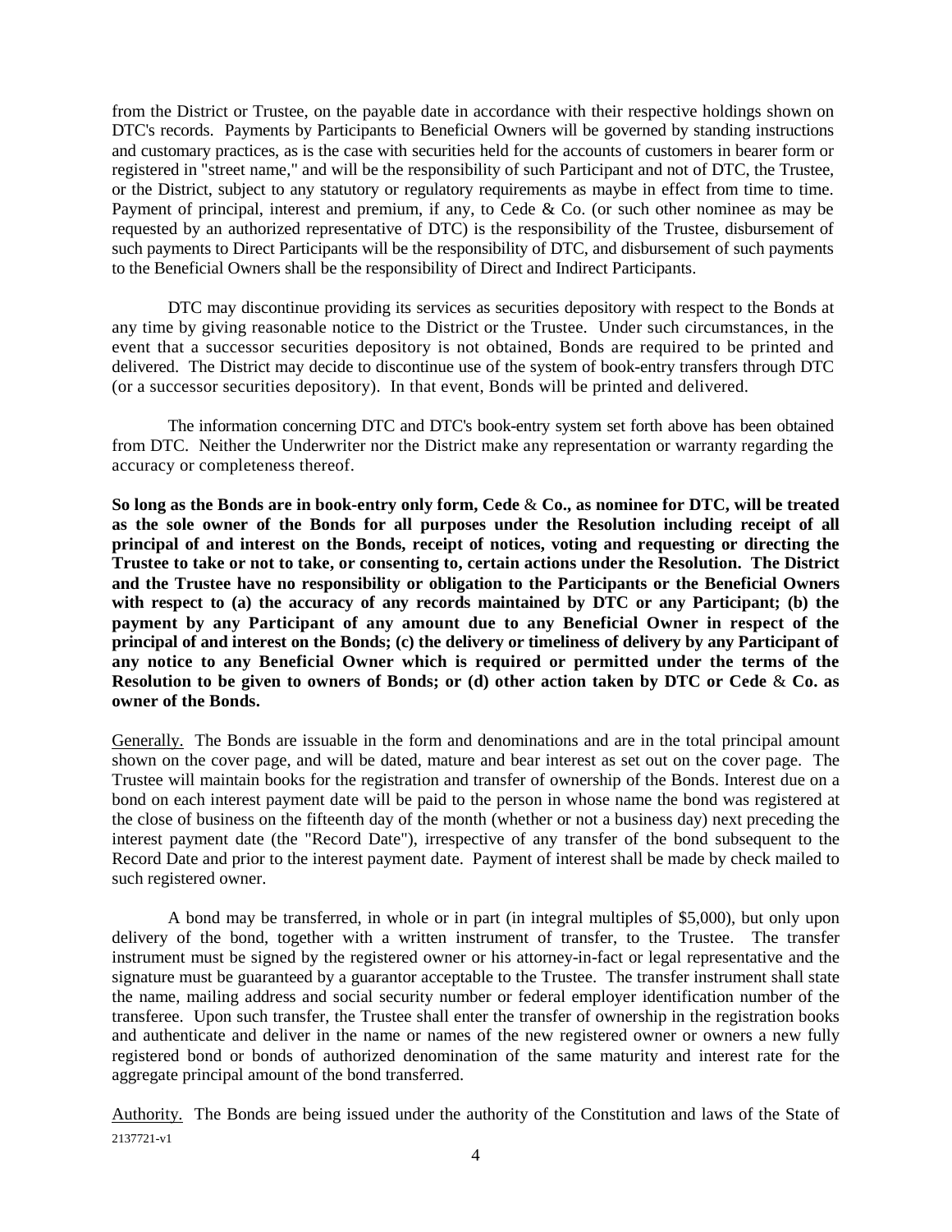from the District or Trustee, on the payable date in accordance with their respective holdings shown on DTC's records. Payments by Participants to Beneficial Owners will be governed by standing instructions and customary practices, as is the case with securities held for the accounts of customers in bearer form or registered in "street name," and will be the responsibility of such Participant and not of DTC, the Trustee, or the District, subject to any statutory or regulatory requirements as maybe in effect from time to time. Payment of principal, interest and premium, if any, to Cede & Co. (or such other nominee as may be requested by an authorized representative of DTC) is the responsibility of the Trustee, disbursement of such payments to Direct Participants will be the responsibility of DTC, and disbursement of such payments to the Beneficial Owners shall be the responsibility of Direct and Indirect Participants.

DTC may discontinue providing its services as securities depository with respect to the Bonds at any time by giving reasonable notice to the District or the Trustee. Under such circumstances, in the event that a successor securities depository is not obtained, Bonds are required to be printed and delivered. The District may decide to discontinue use of the system of book-entry transfers through DTC (or a successor securities depository). In that event, Bonds will be printed and delivered.

The information concerning DTC and DTC's book-entry system set forth above has been obtained from DTC. Neither the Underwriter nor the District make any representation or warranty regarding the accuracy or completeness thereof.

**So long as the Bonds are in book-entry only form, Cede & Co., as nominee for DTC, will be treated as the sole owner of the Bonds for all purposes under the Resolution including receipt of all principal of and interest on the Bonds, receipt of notices, voting and requesting or directing the Trustee to take or not to take, or consenting to, certain actions under the Resolution. The District and the Trustee have no responsibility or obligation to the Participants or the Beneficial Owners with respect to (a) the accuracy of any records maintained by DTC or any Participant; (b) the payment by any Participant of any amount due to any Beneficial Owner in respect of the principal of and interest on the Bonds; (c) the delivery or timeliness of delivery by any Participant of any notice to any Beneficial Owner which is required or permitted under the terms of the Resolution to be given to owners of Bonds; or (d) other action taken by DTC or Cede & Co. as owner of the Bonds.**

Generally. The Bonds are issuable in the form and denominations and are in the total principal amount shown on the cover page, and will be dated, mature and bear interest as set out on the cover page. The Trustee will maintain books for the registration and transfer of ownership of the Bonds. Interest due on a bond on each interest payment date will be paid to the person in whose name the bond was registered at the close of business on the fifteenth day of the month (whether or not a business day) next preceding the interest payment date (the "Record Date"), irrespective of any transfer of the bond subsequent to the Record Date and prior to the interest payment date. Payment of interest shall be made by check mailed to such registered owner.

A bond may be transferred, in whole or in part (in integral multiples of $5,000), but only upon delivery of the bond, together with a written instrument of transfer, to the Trustee. The transfer instrument must be signed by the registered owner or his attorney-in-fact or legal representative and the signature must be guaranteed by a guarantor acceptable to the Trustee. The transfer instrument shall state the name, mailing address and social security number or federal employer identification number of the transferee. Upon such transfer, the Trustee shall enter the transfer of ownership in the registration books and authenticate and deliver in the name or names of the new registered owner or owners a new fully registered bond or bonds of authorized denomination of the same maturity and interest rate for the aggregate principal amount of the bond transferred.

Authority. The Bonds are being issued under the authority of the Constitution and laws of the State of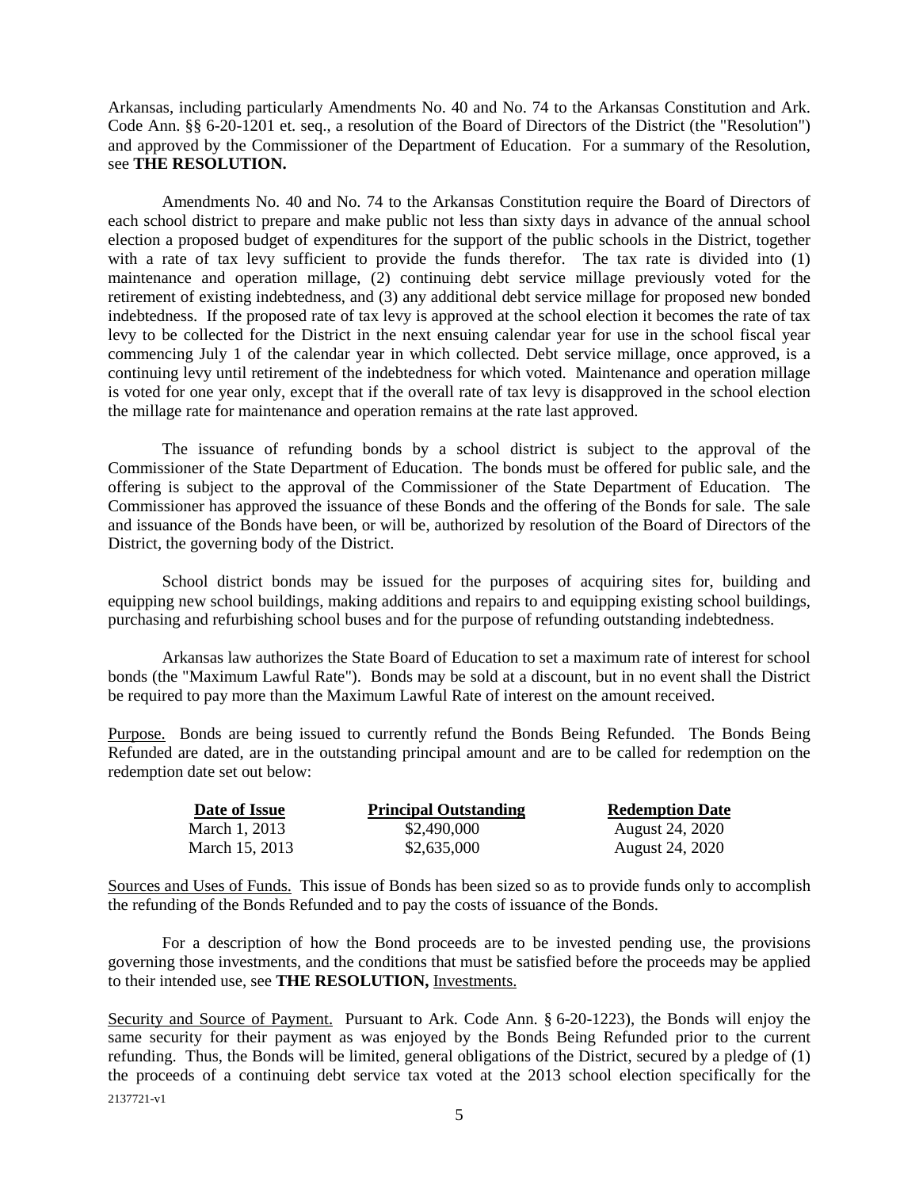Arkansas, including particularly Amendments No. 40 and No. 74 to the Arkansas Constitution and Ark. Code Ann. §§ 6-20-1201 et. seq., a resolution of the Board of Directors of the District (the "Resolution") and approved by the Commissioner of the Department of Education. For a summary of the Resolution, see **THE RESOLUTION.**

Amendments No. 40 and No. 74 to the Arkansas Constitution require the Board of Directors of each school district to prepare and make public not less than sixty days in advance of the annual school election a proposed budget of expenditures for the support of the public schools in the District, together with a rate of tax levy sufficient to provide the funds therefor. The tax rate is divided into (1) maintenance and operation millage, (2) continuing debt service millage previously voted for the retirement of existing indebtedness, and (3) any additional debt service millage for proposed new bonded indebtedness. If the proposed rate of tax levy is approved at the school election it becomes the rate of tax levy to be collected for the District in the next ensuing calendar year for use in the school fiscal year commencing July 1 of the calendar year in which collected. Debt service millage, once approved, is a continuing levy until retirement of the indebtedness for which voted. Maintenance and operation millage is voted for one year only, except that if the overall rate of tax levy is disapproved in the school election the millage rate for maintenance and operation remains at the rate last approved.

The issuance of refunding bonds by a school district is subject to the approval of the Commissioner of the State Department of Education. The bonds must be offered for public sale, and the offering is subject to the approval of the Commissioner of the State Department of Education. The Commissioner has approved the issuance of these Bonds and the offering of the Bonds for sale. The sale and issuance of the Bonds have been, or will be, authorized by resolution of the Board of Directors of the District, the governing body of the District.

School district bonds may be issued for the purposes of acquiring sites for, building and equipping new school buildings, making additions and repairs to and equipping existing school buildings, purchasing and refurbishing school buses and for the purpose of refunding outstanding indebtedness.

Arkansas law authorizes the State Board of Education to set a maximum rate of interest for school bonds (the "Maximum Lawful Rate"). Bonds may be sold at a discount, but in no event shall the District be required to pay more than the Maximum Lawful Rate of interest on the amount received.

Purpose. Bonds are being issued to currently refund the Bonds Being Refunded. The Bonds Being Refunded are dated, are in the outstanding principal amount and are to be called for redemption on the redemption date set out below:

| Date of Issue | Principal Outstanding | Redemption Date |
|---|---|---|
| March 1, 2013 | $2,490,000 | August 24, 2020 |
| March 15, 2013 | $2,635,000 | August 24, 2020 |

Sources and Uses of Funds. This issue of Bonds has been sized so as to provide funds only to accomplish the refunding of the Bonds Refunded and to pay the costs of issuance of the Bonds.

For a description of how the Bond proceeds are to be invested pending use, the provisions governing those investments, and the conditions that must be satisfied before the proceeds may be applied to their intended use, see **THE RESOLUTION,** Investments.

Security and Source of Payment. Pursuant to Ark. Code Ann. § 6-20-1223), the Bonds will enjoy the same security for their payment as was enjoyed by the Bonds Being Refunded prior to the current refunding. Thus, the Bonds will be limited, general obligations of the District, secured by a pledge of (1) the proceeds of a continuing debt service tax voted at the 2013 school election specifically for the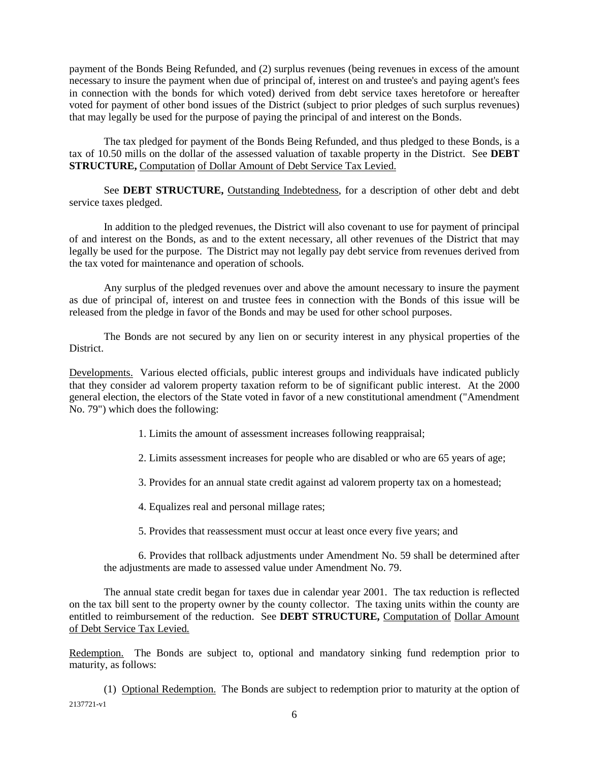payment of the Bonds Being Refunded, and (2) surplus revenues (being revenues in excess of the amount necessary to insure the payment when due of principal of, interest on and trustee's and paying agent's fees in connection with the bonds for which voted) derived from debt service taxes heretofore or hereafter voted for payment of other bond issues of the District (subject to prior pledges of such surplus revenues) that may legally be used for the purpose of paying the principal of and interest on the Bonds.

The tax pledged for payment of the Bonds Being Refunded, and thus pledged to these Bonds, is a tax of 10.50 mills on the dollar of the assessed valuation of taxable property in the District. See **DEBT STRUCTURE,** Computation of Dollar Amount of Debt Service Tax Levied.

See **DEBT STRUCTURE,** Outstanding Indebtedness, for a description of other debt and debt service taxes pledged.

In addition to the pledged revenues, the District will also covenant to use for payment of principal of and interest on the Bonds, as and to the extent necessary, all other revenues of the District that may legally be used for the purpose. The District may not legally pay debt service from revenues derived from the tax voted for maintenance and operation of schools.

Any surplus of the pledged revenues over and above the amount necessary to insure the payment as due of principal of, interest on and trustee fees in connection with the Bonds of this issue will be released from the pledge in favor of the Bonds and may be used for other school purposes.

The Bonds are not secured by any lien on or security interest in any physical properties of the District.

Developments. Various elected officials, public interest groups and individuals have indicated publicly that they consider ad valorem property taxation reform to be of significant public interest. At the 2000 general election, the electors of the State voted in favor of a new constitutional amendment ("Amendment No. 79") which does the following:

1. Limits the amount of assessment increases following reappraisal;

2. Limits assessment increases for people who are disabled or who are 65 years of age;

3. Provides for an annual state credit against ad valorem property tax on a homestead;

4. Equalizes real and personal millage rates;

5. Provides that reassessment must occur at least once every five years; and

6. Provides that rollback adjustments under Amendment No. 59 shall be determined after the adjustments are made to assessed value under Amendment No. 79.

The annual state credit began for taxes due in calendar year 2001. The tax reduction is reflected on the tax bill sent to the property owner by the county collector. The taxing units within the county are entitled to reimbursement of the reduction. See **DEBT STRUCTURE,** Computation of Dollar Amount of Debt Service Tax Levied.

Redemption. The Bonds are subject to, optional and mandatory sinking fund redemption prior to maturity, as follows:

(1) Optional Redemption. The Bonds are subject to redemption prior to maturity at the option of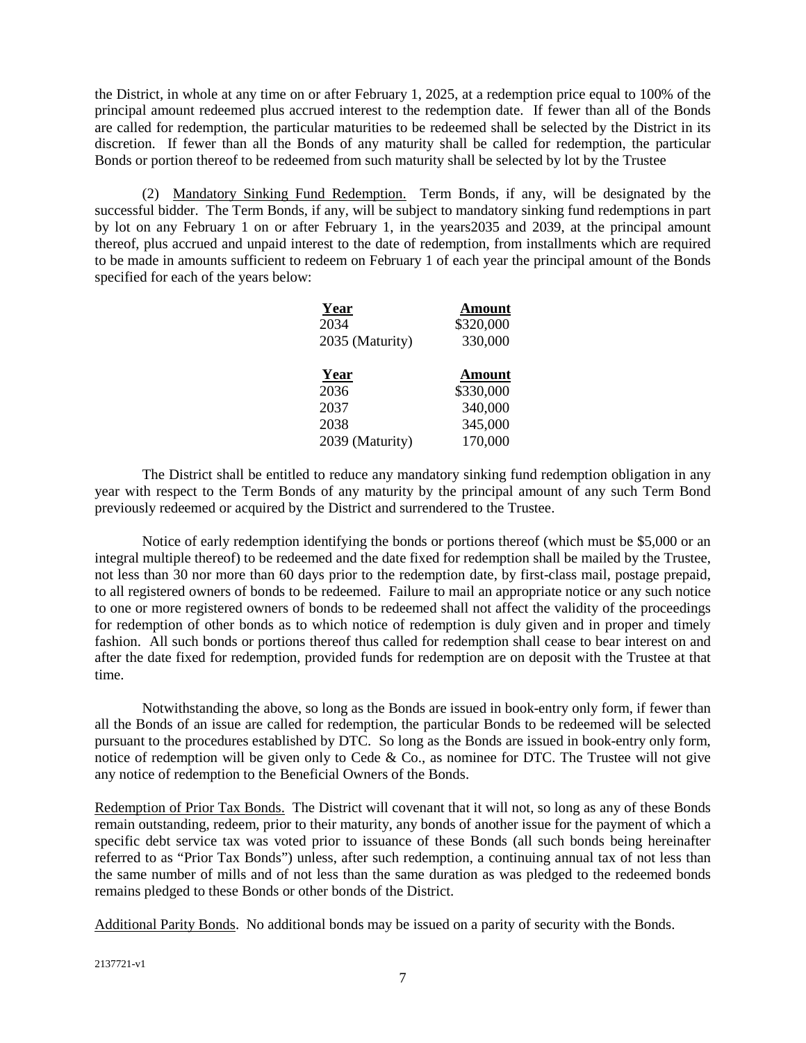the District, in whole at any time on or after February 1, 2025, at a redemption price equal to 100% of the principal amount redeemed plus accrued interest to the redemption date. If fewer than all of the Bonds are called for redemption, the particular maturities to be redeemed shall be selected by the District in its discretion. If fewer than all the Bonds of any maturity shall be called for redemption, the particular Bonds or portion thereof to be redeemed from such maturity shall be selected by lot by the Trustee

(2) Mandatory Sinking Fund Redemption. Term Bonds, if any, will be designated by the successful bidder. The Term Bonds, if any, will be subject to mandatory sinking fund redemptions in part by lot on any February 1 on or after February 1, in the years2035 and 2039, at the principal amount thereof, plus accrued and unpaid interest to the date of redemption, from installments which are required to be made in amounts sufficient to redeem on February 1 of each year the principal amount of the Bonds specified for each of the years below:

| Year | Amount |
|---|---|
| 2034 | $320,000 |
| 2035 (Maturity) | 330,000 |

| Year | Amount |
|---|---|
| 2036 | $330,000 |
| 2037 | 340,000 |
| 2038 | 345,000 |
| 2039 (Maturity) | 170,000 |

The District shall be entitled to reduce any mandatory sinking fund redemption obligation in any year with respect to the Term Bonds of any maturity by the principal amount of any such Term Bond previously redeemed or acquired by the District and surrendered to the Trustee.

Notice of early redemption identifying the bonds or portions thereof (which must be $5,000 or an integral multiple thereof) to be redeemed and the date fixed for redemption shall be mailed by the Trustee, not less than 30 nor more than 60 days prior to the redemption date, by first-class mail, postage prepaid, to all registered owners of bonds to be redeemed. Failure to mail an appropriate notice or any such notice to one or more registered owners of bonds to be redeemed shall not affect the validity of the proceedings for redemption of other bonds as to which notice of redemption is duly given and in proper and timely fashion. All such bonds or portions thereof thus called for redemption shall cease to bear interest on and after the date fixed for redemption, provided funds for redemption are on deposit with the Trustee at that time.

Notwithstanding the above, so long as the Bonds are issued in book-entry only form, if fewer than all the Bonds of an issue are called for redemption, the particular Bonds to be redeemed will be selected pursuant to the procedures established by DTC. So long as the Bonds are issued in book-entry only form, notice of redemption will be given only to Cede & Co., as nominee for DTC. The Trustee will not give any notice of redemption to the Beneficial Owners of the Bonds.

Redemption of Prior Tax Bonds. The District will covenant that it will not, so long as any of these Bonds remain outstanding, redeem, prior to their maturity, any bonds of another issue for the payment of which a specific debt service tax was voted prior to issuance of these Bonds (all such bonds being hereinafter referred to as "Prior Tax Bonds") unless, after such redemption, a continuing annual tax of not less than the same number of mills and of not less than the same duration as was pledged to the redeemed bonds remains pledged to these Bonds or other bonds of the District.

Additional Parity Bonds. No additional bonds may be issued on a parity of security with the Bonds.

2137721-v1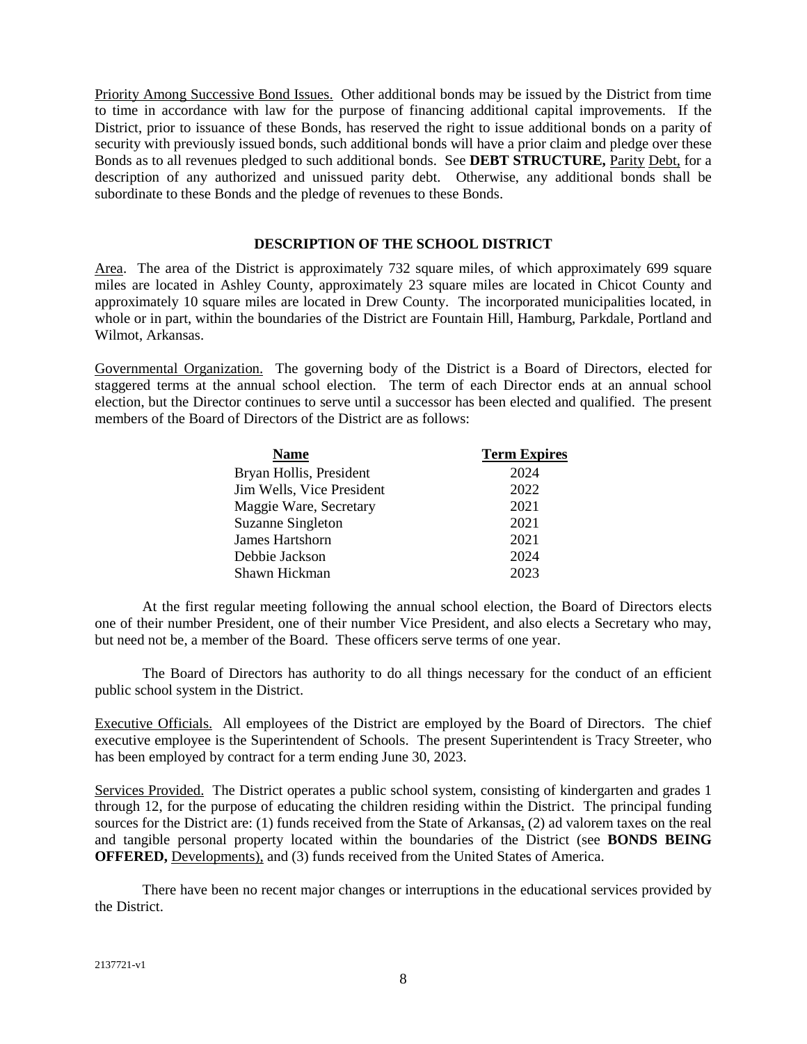Priority Among Successive Bond Issues. Other additional bonds may be issued by the District from time to time in accordance with law for the purpose of financing additional capital improvements. If the District, prior to issuance of these Bonds, has reserved the right to issue additional bonds on a parity of security with previously issued bonds, such additional bonds will have a prior claim and pledge over these Bonds as to all revenues pledged to such additional bonds. See **DEBT STRUCTURE,** Parity Debt, for a description of any authorized and unissued parity debt. Otherwise, any additional bonds shall be subordinate to these Bonds and the pledge of revenues to these Bonds.

## DESCRIPTION OF THE SCHOOL DISTRICT

Area. The area of the District is approximately 732 square miles, of which approximately 699 square miles are located in Ashley County, approximately 23 square miles are located in Chicot County and approximately 10 square miles are located in Drew County. The incorporated municipalities located, in whole or in part, within the boundaries of the District are Fountain Hill, Hamburg, Parkdale, Portland and Wilmot, Arkansas.

Governmental Organization. The governing body of the District is a Board of Directors, elected for staggered terms at the annual school election. The term of each Director ends at an annual school election, but the Director continues to serve until a successor has been elected and qualified. The present members of the Board of Directors of the District are as follows:

| Name | Term Expires |
|---|---|
| Bryan Hollis, President | 2024 |
| Jim Wells, Vice President | 2022 |
| Maggie Ware, Secretary | 2021 |
| Suzanne Singleton | 2021 |
| James Hartshorn | 2021 |
| Debbie Jackson | 2024 |
| Shawn Hickman | 2023 |

At the first regular meeting following the annual school election, the Board of Directors elects one of their number President, one of their number Vice President, and also elects a Secretary who may, but need not be, a member of the Board. These officers serve terms of one year.

The Board of Directors has authority to do all things necessary for the conduct of an efficient public school system in the District.

Executive Officials. All employees of the District are employed by the Board of Directors. The chief executive employee is the Superintendent of Schools. The present Superintendent is Tracy Streeter, who has been employed by contract for a term ending June 30, 2023.

Services Provided. The District operates a public school system, consisting of kindergarten and grades 1 through 12, for the purpose of educating the children residing within the District. The principal funding sources for the District are: (1) funds received from the State of Arkansas, (2) ad valorem taxes on the real and tangible personal property located within the boundaries of the District (see **BONDS BEING OFFERED,** Developments), and (3) funds received from the United States of America.

There have been no recent major changes or interruptions in the educational services provided by the District.

2137721-v1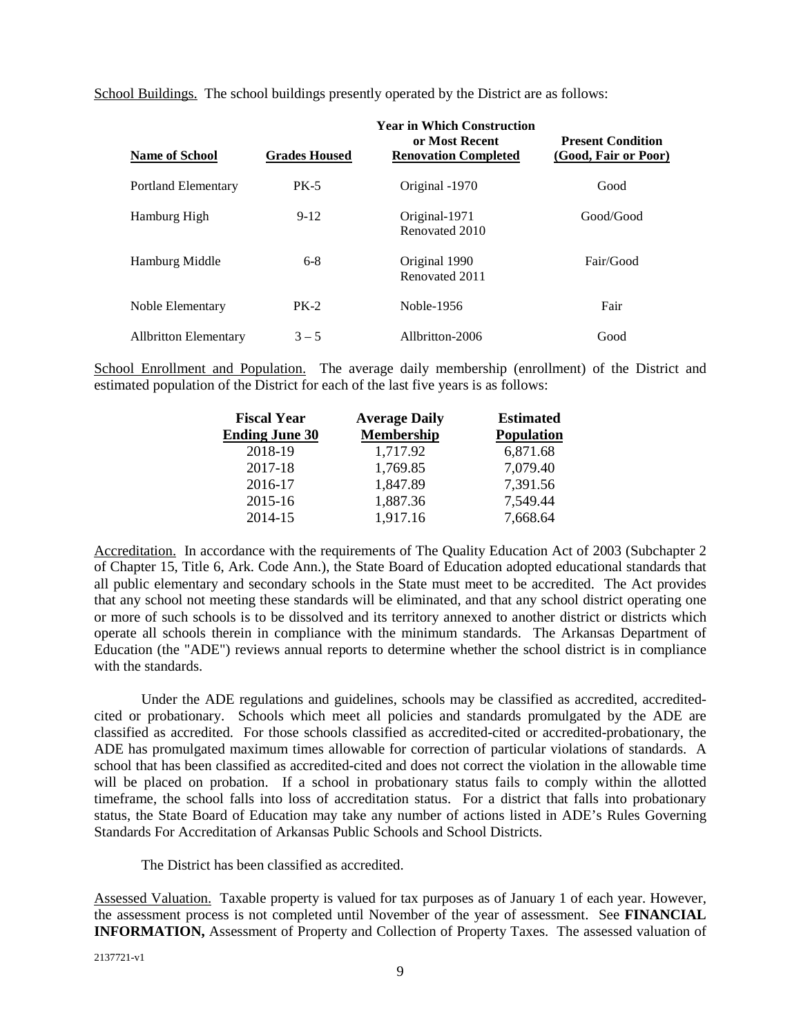School Buildings. The school buildings presently operated by the District are as follows:

| Name of School | Grades Housed | Year in Which Construction or Most Recent Renovation Completed | Present Condition (Good, Fair or Poor) |
|---|---|---|---|
| Portland Elementary | PK-5 | Original -1970 | Good |
| Hamburg High | 9-12 | Original-1971<br>Renovated 2010 | Good/Good |
| Hamburg Middle | 6-8 | Original 1990<br>Renovated 2011 | Fair/Good |
| Noble Elementary | PK-2 | Noble-1956 | Fair |
| Allbritton Elementary | 3 – 5 | Allbritton-2006 | Good |

School Enrollment and Population. The average daily membership (enrollment) of the District and estimated population of the District for each of the last five years is as follows:

| Fiscal Year Ending June 30 | Average Daily Membership | Estimated Population |
|---|---|---|
| 2018-19 | 1,717.92 | 6,871.68 |
| 2017-18 | 1,769.85 | 7,079.40 |
| 2016-17 | 1,847.89 | 7,391.56 |
| 2015-16 | 1,887.36 | 7,549.44 |
| 2014-15 | 1,917.16 | 7,668.64 |

Accreditation. In accordance with the requirements of The Quality Education Act of 2003 (Subchapter 2 of Chapter 15, Title 6, Ark. Code Ann.), the State Board of Education adopted educational standards that all public elementary and secondary schools in the State must meet to be accredited. The Act provides that any school not meeting these standards will be eliminated, and that any school district operating one or more of such schools is to be dissolved and its territory annexed to another district or districts which operate all schools therein in compliance with the minimum standards. The Arkansas Department of Education (the "ADE") reviews annual reports to determine whether the school district is in compliance with the standards.

Under the ADE regulations and guidelines, schools may be classified as accredited, accredited-cited or probationary. Schools which meet all policies and standards promulgated by the ADE are classified as accredited. For those schools classified as accredited-cited or accredited-probationary, the ADE has promulgated maximum times allowable for correction of particular violations of standards. A school that has been classified as accredited-cited and does not correct the violation in the allowable time will be placed on probation. If a school in probationary status fails to comply within the allotted timeframe, the school falls into loss of accreditation status. For a district that falls into probationary status, the State Board of Education may take any number of actions listed in ADE's Rules Governing Standards For Accreditation of Arkansas Public Schools and School Districts.

The District has been classified as accredited.

Assessed Valuation. Taxable property is valued for tax purposes as of January 1 of each year. However, the assessment process is not completed until November of the year of assessment. See **FINANCIAL INFORMATION,** Assessment of Property and Collection of Property Taxes. The assessed valuation of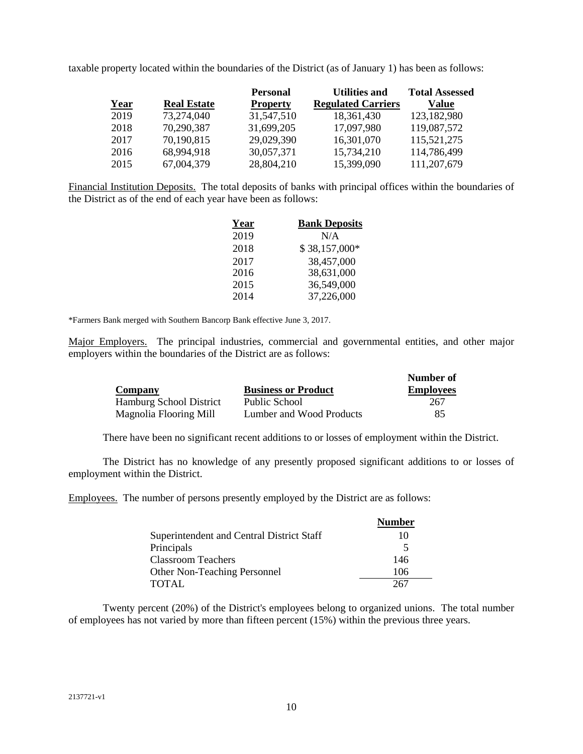taxable property located within the boundaries of the District (as of January 1) has been as follows:

| Year | Real Estate | Personal Property | Utilities and Regulated Carriers | Total Assessed Value |
|---|---|---|---|---|
| 2019 | 73,274,040 | 31,547,510 | 18,361,430 | 123,182,980 |
| 2018 | 70,290,387 | 31,699,205 | 17,097,980 | 119,087,572 |
| 2017 | 70,190,815 | 29,029,390 | 16,301,070 | 115,521,275 |
| 2016 | 68,994,918 | 30,057,371 | 15,734,210 | 114,786,499 |
| 2015 | 67,004,379 | 28,804,210 | 15,399,090 | 111,207,679 |

Financial Institution Deposits. The total deposits of banks with principal offices within the boundaries of the District as of the end of each year have been as follows:

| Year | Bank Deposits |
|---|---|
| 2019 | N/A |
| 2018 | $ 38,157,000* |
| 2017 | 38,457,000 |
| 2016 | 38,631,000 |
| 2015 | 36,549,000 |
| 2014 | 37,226,000 |

*Farmers Bank merged with Southern Bancorp Bank effective June 3, 2017.

Major Employers. The principal industries, commercial and governmental entities, and other major employers within the boundaries of the District are as follows:

| Company | Business or Product | Number of Employees |
|---|---|---|
| Hamburg School District | Public School | 267 |
| Magnolia Flooring Mill | Lumber and Wood Products | 85 |

There have been no significant recent additions to or losses of employment within the District.

The District has no knowledge of any presently proposed significant additions to or losses of employment within the District.

Employees. The number of persons presently employed by the District are as follows:

| | Number |
|---|---|
| Superintendent and Central District Staff | 10 |
| Principals | 5 |
| Classroom Teachers | 146 |
| Other Non-Teaching Personnel | 106 |
| TOTAL | 267 |

Twenty percent (20%) of the District's employees belong to organized unions. The total number of employees has not varied by more than fifteen percent (15%) within the previous three years.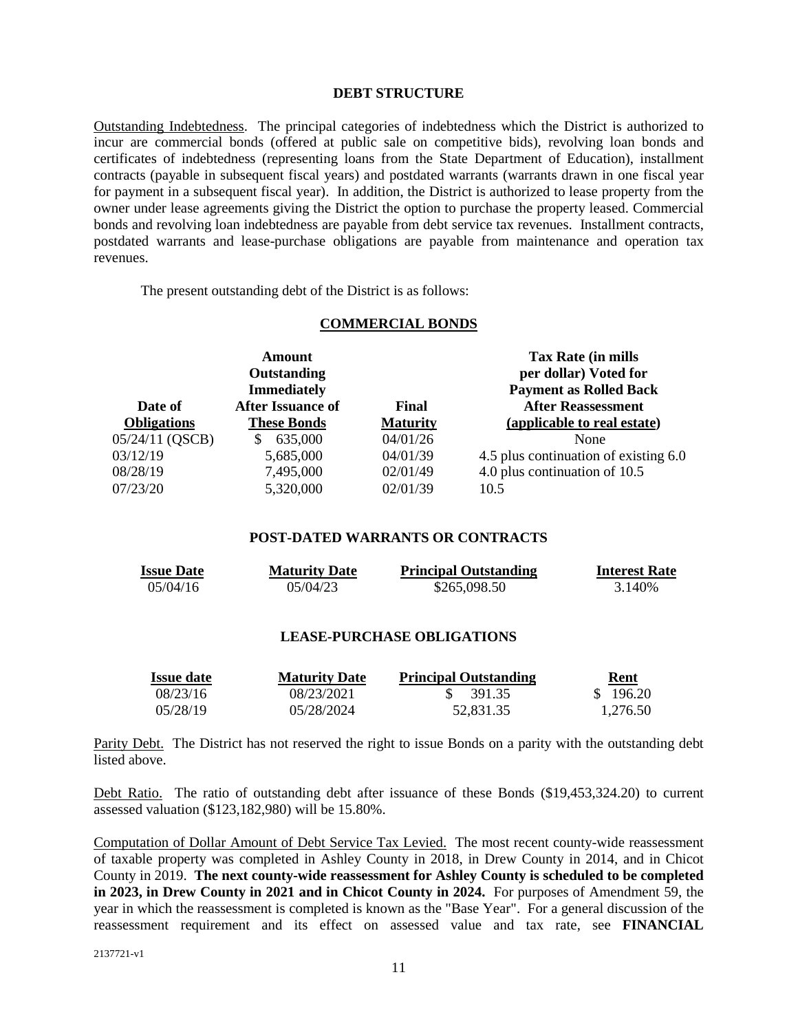## DEBT STRUCTURE

Outstanding Indebtedness. The principal categories of indebtedness which the District is authorized to incur are commercial bonds (offered at public sale on competitive bids), revolving loan bonds and certificates of indebtedness (representing loans from the State Department of Education), installment contracts (payable in subsequent fiscal years) and postdated warrants (warrants drawn in one fiscal year for payment in a subsequent fiscal year). In addition, the District is authorized to lease property from the owner under lease agreements giving the District the option to purchase the property leased. Commercial bonds and revolving loan indebtedness are payable from debt service tax revenues. Installment contracts, postdated warrants and lease-purchase obligations are payable from maintenance and operation tax revenues.

The present outstanding debt of the District is as follows:

### COMMERCIAL BONDS

| Date of Obligations | Amount Outstanding Immediately After Issuance of These Bonds | Final Maturity | Tax Rate (in mills per dollar) Voted for Payment as Rolled Back After Reassessment (applicable to real estate) |
|---|---|---|---|
| 05/24/11 (QSCB) | $ 635,000 | 04/01/26 | None |
| 03/12/19 | 5,685,000 | 04/01/39 | 4.5 plus continuation of existing 6.0 |
| 08/28/19 | 7,495,000 | 02/01/49 | 4.0 plus continuation of 10.5 |
| 07/23/20 | 5,320,000 | 02/01/39 | 10.5 |

### POST-DATED WARRANTS OR CONTRACTS

| Issue Date | Maturity Date | Principal Outstanding | Interest Rate |
|---|---|---|---|
| 05/04/16 | 05/04/23 | $265,098.50 | 3.140% |

### LEASE-PURCHASE OBLIGATIONS

| Issue date | Maturity Date | Principal Outstanding | Rent |
|---|---|---|---|
| 08/23/16 | 08/23/2021 | $ 391.35 | $ 196.20 |
| 05/28/19 | 05/28/2024 | 52,831.35 | 1,276.50 |

Parity Debt. The District has not reserved the right to issue Bonds on a parity with the outstanding debt listed above.

Debt Ratio. The ratio of outstanding debt after issuance of these Bonds ($19,453,324.20) to current assessed valuation ($123,182,980) will be 15.80%.

Computation of Dollar Amount of Debt Service Tax Levied. The most recent county-wide reassessment of taxable property was completed in Ashley County in 2018, in Drew County in 2014, and in Chicot County in 2019. **The next county-wide reassessment for Ashley County is scheduled to be completed in 2023, in Drew County in 2021 and in Chicot County in 2024.** For purposes of Amendment 59, the year in which the reassessment is completed is known as the "Base Year". For a general discussion of the reassessment requirement and its effect on assessed value and tax rate, see **FINANCIAL**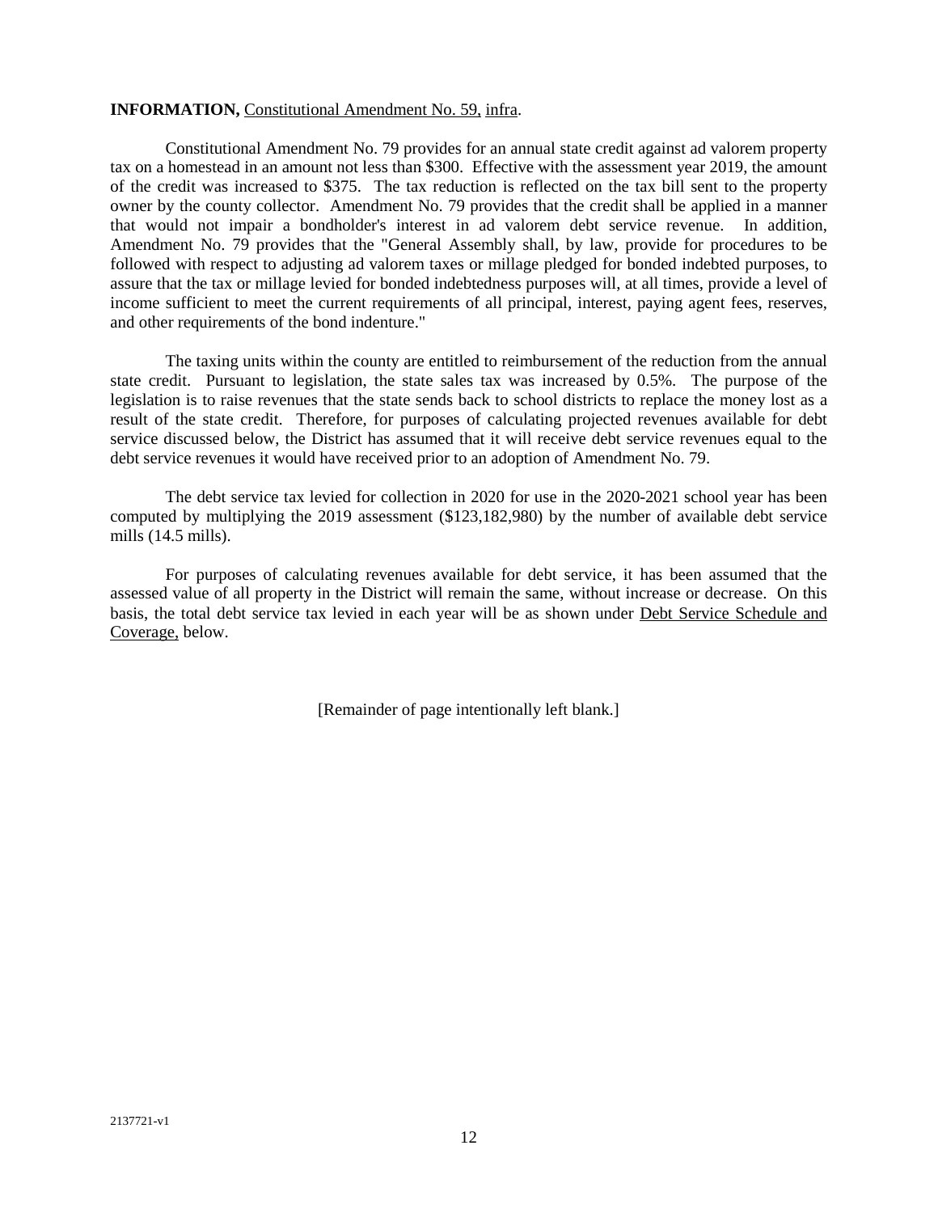**INFORMATION,** Constitutional Amendment No. 59, infra.

Constitutional Amendment No. 79 provides for an annual state credit against ad valorem property tax on a homestead in an amount not less than $300. Effective with the assessment year 2019, the amount of the credit was increased to $375. The tax reduction is reflected on the tax bill sent to the property owner by the county collector. Amendment No. 79 provides that the credit shall be applied in a manner that would not impair a bondholder's interest in ad valorem debt service revenue. In addition, Amendment No. 79 provides that the "General Assembly shall, by law, provide for procedures to be followed with respect to adjusting ad valorem taxes or millage pledged for bonded indebted purposes, to assure that the tax or millage levied for bonded indebtedness purposes will, at all times, provide a level of income sufficient to meet the current requirements of all principal, interest, paying agent fees, reserves, and other requirements of the bond indenture."

The taxing units within the county are entitled to reimbursement of the reduction from the annual state credit. Pursuant to legislation, the state sales tax was increased by 0.5%. The purpose of the legislation is to raise revenues that the state sends back to school districts to replace the money lost as a result of the state credit. Therefore, for purposes of calculating projected revenues available for debt service discussed below, the District has assumed that it will receive debt service revenues equal to the debt service revenues it would have received prior to an adoption of Amendment No. 79.

The debt service tax levied for collection in 2020 for use in the 2020-2021 school year has been computed by multiplying the 2019 assessment ($123,182,980) by the number of available debt service mills (14.5 mills).

For purposes of calculating revenues available for debt service, it has been assumed that the assessed value of all property in the District will remain the same, without increase or decrease. On this basis, the total debt service tax levied in each year will be as shown under Debt Service Schedule and Coverage, below.

[Remainder of page intentionally left blank.]

2137721-v1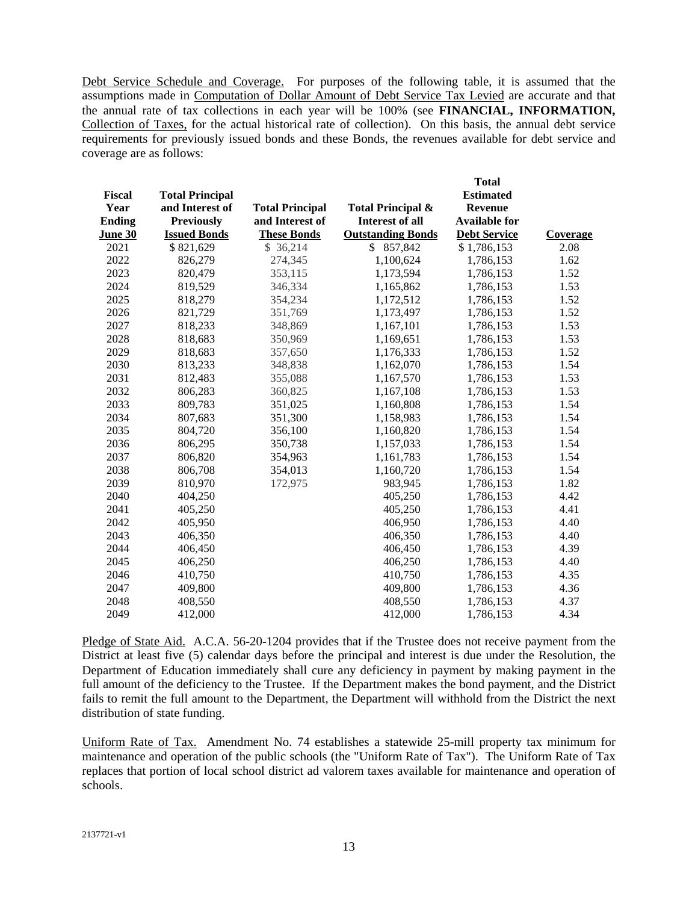Debt Service Schedule and Coverage. For purposes of the following table, it is assumed that the assumptions made in Computation of Dollar Amount of Debt Service Tax Levied are accurate and that the annual rate of tax collections in each year will be 100% (see **FINANCIAL, INFORMATION,** Collection of Taxes, for the actual historical rate of collection). On this basis, the annual debt service requirements for previously issued bonds and these Bonds, the revenues available for debt service and coverage are as follows:

| Fiscal Year Ending June 30 | Total Principal and Interest of Previously Issued Bonds | Total Principal and Interest of These Bonds | Total Principal & Interest of all Outstanding Bonds | Total Estimated Revenue Available for Debt Service | Coverage |
|---|---|---|---|---|---|
| 2021 | $ 821,629 | $ 36,214 | $ 857,842 | $ 1,786,153 | 2.08 |
| 2022 | 826,279 | 274,345 | 1,100,624 | 1,786,153 | 1.62 |
| 2023 | 820,479 | 353,115 | 1,173,594 | 1,786,153 | 1.52 |
| 2024 | 819,529 | 346,334 | 1,165,862 | 1,786,153 | 1.53 |
| 2025 | 818,279 | 354,234 | 1,172,512 | 1,786,153 | 1.52 |
| 2026 | 821,729 | 351,769 | 1,173,497 | 1,786,153 | 1.52 |
| 2027 | 818,233 | 348,869 | 1,167,101 | 1,786,153 | 1.53 |
| 2028 | 818,683 | 350,969 | 1,169,651 | 1,786,153 | 1.53 |
| 2029 | 818,683 | 357,650 | 1,176,333 | 1,786,153 | 1.52 |
| 2030 | 813,233 | 348,838 | 1,162,070 | 1,786,153 | 1.54 |
| 2031 | 812,483 | 355,088 | 1,167,570 | 1,786,153 | 1.53 |
| 2032 | 806,283 | 360,825 | 1,167,108 | 1,786,153 | 1.53 |
| 2033 | 809,783 | 351,025 | 1,160,808 | 1,786,153 | 1.54 |
| 2034 | 807,683 | 351,300 | 1,158,983 | 1,786,153 | 1.54 |
| 2035 | 804,720 | 356,100 | 1,160,820 | 1,786,153 | 1.54 |
| 2036 | 806,295 | 350,738 | 1,157,033 | 1,786,153 | 1.54 |
| 2037 | 806,820 | 354,963 | 1,161,783 | 1,786,153 | 1.54 |
| 2038 | 806,708 | 354,013 | 1,160,720 | 1,786,153 | 1.54 |
| 2039 | 810,970 | 172,975 | 983,945 | 1,786,153 | 1.82 |
| 2040 | 404,250 | | 405,250 | 1,786,153 | 4.42 |
| 2041 | 405,250 | | 405,250 | 1,786,153 | 4.41 |
| 2042 | 405,950 | | 406,950 | 1,786,153 | 4.40 |
| 2043 | 406,350 | | 406,350 | 1,786,153 | 4.40 |
| 2044 | 406,450 | | 406,450 | 1,786,153 | 4.39 |
| 2045 | 406,250 | | 406,250 | 1,786,153 | 4.40 |
| 2046 | 410,750 | | 410,750 | 1,786,153 | 4.35 |
| 2047 | 409,800 | | 409,800 | 1,786,153 | 4.36 |
| 2048 | 408,550 | | 408,550 | 1,786,153 | 4.37 |
| 2049 | 412,000 | | 412,000 | 1,786,153 | 4.34 |

Pledge of State Aid. A.C.A. 56-20-1204 provides that if the Trustee does not receive payment from the District at least five (5) calendar days before the principal and interest is due under the Resolution, the Department of Education immediately shall cure any deficiency in payment by making payment in the full amount of the deficiency to the Trustee. If the Department makes the bond payment, and the District fails to remit the full amount to the Department, the Department will withhold from the District the next distribution of state funding.

Uniform Rate of Tax. Amendment No. 74 establishes a statewide 25-mill property tax minimum for maintenance and operation of the public schools (the "Uniform Rate of Tax"). The Uniform Rate of Tax replaces that portion of local school district ad valorem taxes available for maintenance and operation of schools.

2137721-v1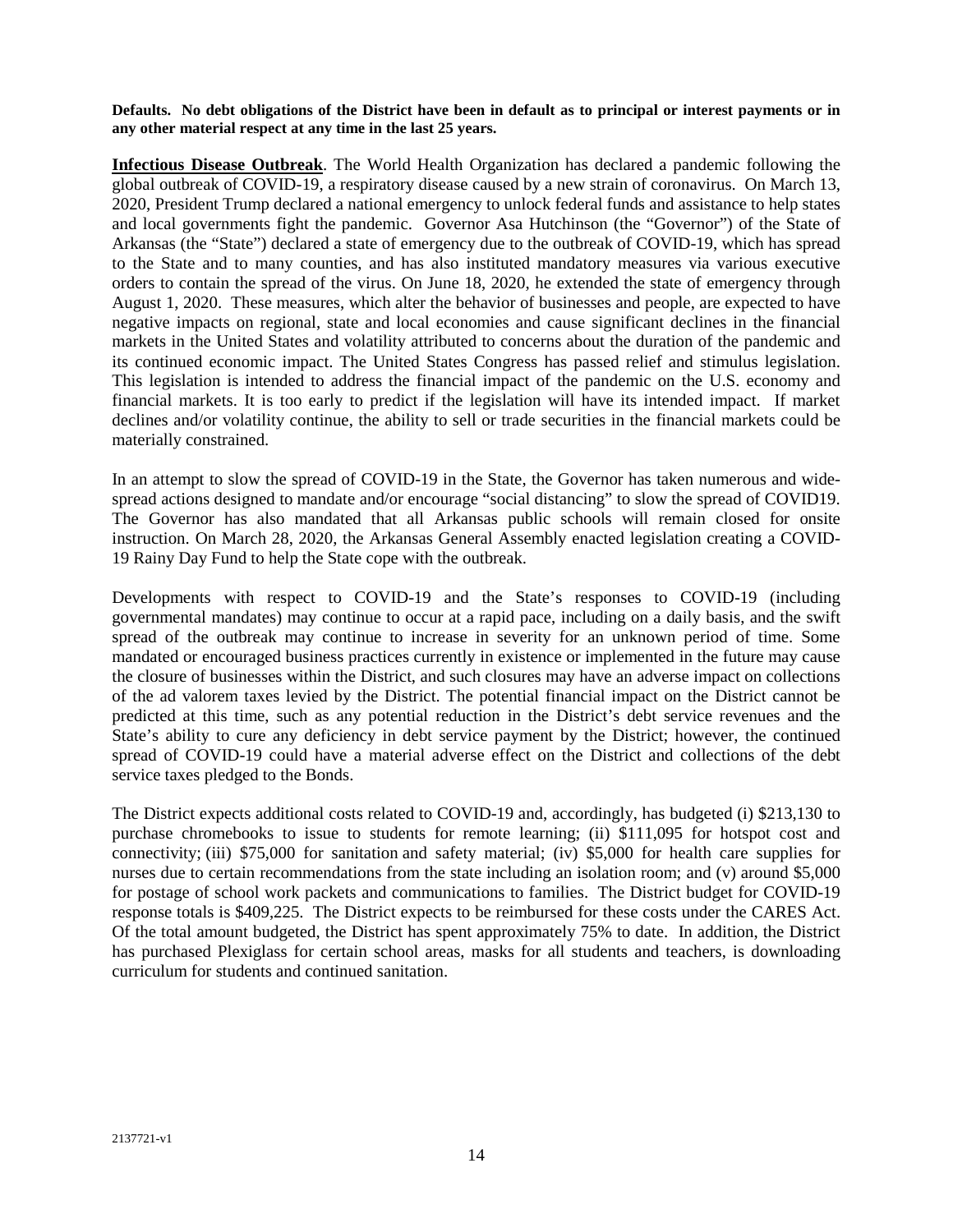**Defaults. No debt obligations of the District have been in default as to principal or interest payments or in any other material respect at any time in the last 25 years.**

**Infectious Disease Outbreak**. The World Health Organization has declared a pandemic following the global outbreak of COVID-19, a respiratory disease caused by a new strain of coronavirus. On March 13, 2020, President Trump declared a national emergency to unlock federal funds and assistance to help states and local governments fight the pandemic. Governor Asa Hutchinson (the "Governor") of the State of Arkansas (the "State") declared a state of emergency due to the outbreak of COVID-19, which has spread to the State and to many counties, and has also instituted mandatory measures via various executive orders to contain the spread of the virus. On June 18, 2020, he extended the state of emergency through August 1, 2020. These measures, which alter the behavior of businesses and people, are expected to have negative impacts on regional, state and local economies and cause significant declines in the financial markets in the United States and volatility attributed to concerns about the duration of the pandemic and its continued economic impact. The United States Congress has passed relief and stimulus legislation. This legislation is intended to address the financial impact of the pandemic on the U.S. economy and financial markets. It is too early to predict if the legislation will have its intended impact. If market declines and/or volatility continue, the ability to sell or trade securities in the financial markets could be materially constrained.

In an attempt to slow the spread of COVID-19 in the State, the Governor has taken numerous and wide-spread actions designed to mandate and/or encourage "social distancing" to slow the spread of COVID19. The Governor has also mandated that all Arkansas public schools will remain closed for onsite instruction. On March 28, 2020, the Arkansas General Assembly enacted legislation creating a COVID-19 Rainy Day Fund to help the State cope with the outbreak.

Developments with respect to COVID-19 and the State's responses to COVID-19 (including governmental mandates) may continue to occur at a rapid pace, including on a daily basis, and the swift spread of the outbreak may continue to increase in severity for an unknown period of time. Some mandated or encouraged business practices currently in existence or implemented in the future may cause the closure of businesses within the District, and such closures may have an adverse impact on collections of the ad valorem taxes levied by the District. The potential financial impact on the District cannot be predicted at this time, such as any potential reduction in the District's debt service revenues and the State's ability to cure any deficiency in debt service payment by the District; however, the continued spread of COVID-19 could have a material adverse effect on the District and collections of the debt service taxes pledged to the Bonds.

The District expects additional costs related to COVID-19 and, accordingly, has budgeted (i) $213,130 to purchase chromebooks to issue to students for remote learning; (ii) $111,095 for hotspot cost and connectivity; (iii) $75,000 for sanitation and safety material; (iv) $5,000 for health care supplies for nurses due to certain recommendations from the state including an isolation room; and (v) around $5,000 for postage of school work packets and communications to families. The District budget for COVID-19 response totals is $409,225. The District expects to be reimbursed for these costs under the CARES Act. Of the total amount budgeted, the District has spent approximately 75% to date. In addition, the District has purchased Plexiglass for certain school areas, masks for all students and teachers, is downloading curriculum for students and continued sanitation.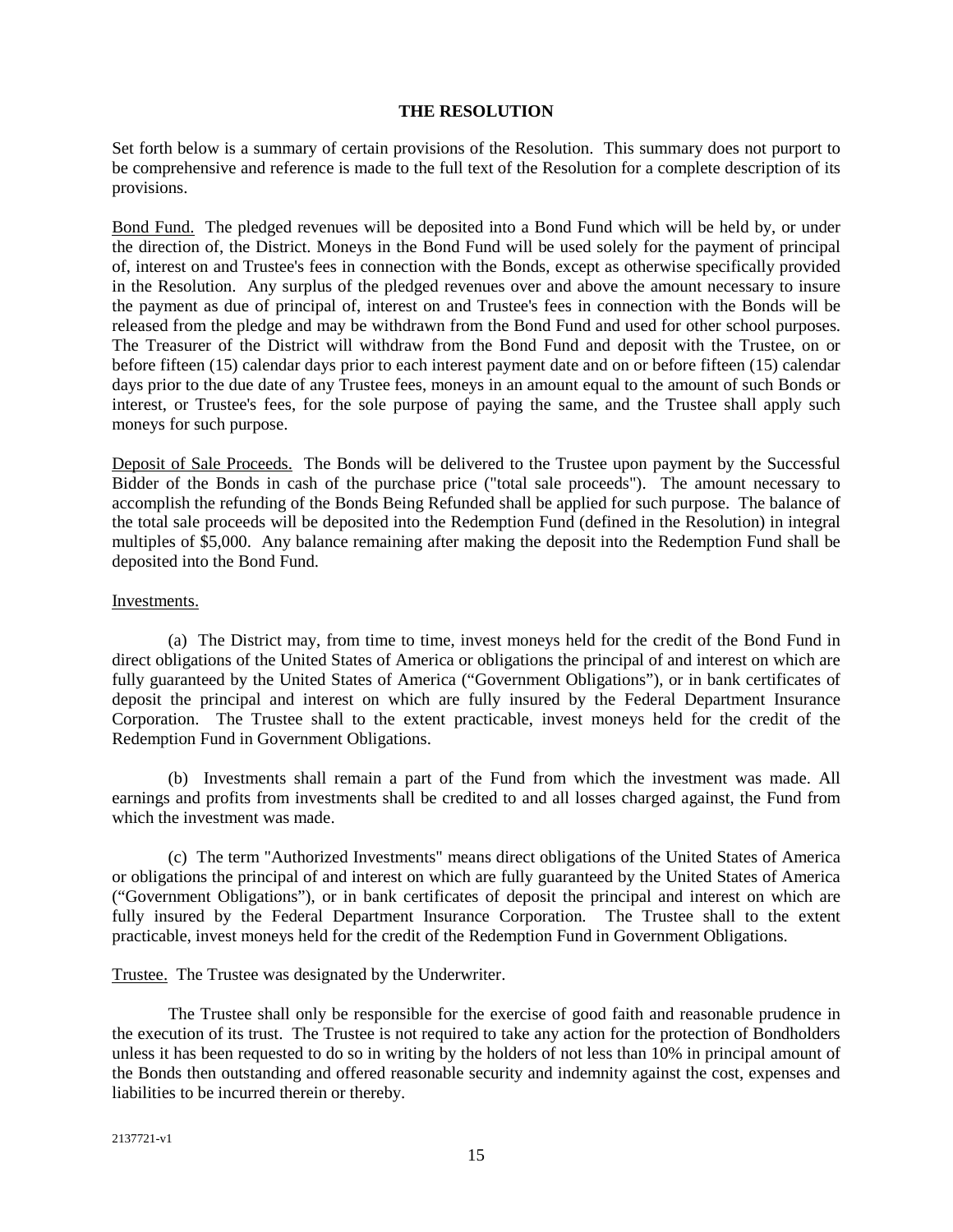## THE RESOLUTION

Set forth below is a summary of certain provisions of the Resolution. This summary does not purport to be comprehensive and reference is made to the full text of the Resolution for a complete description of its provisions.

Bond Fund. The pledged revenues will be deposited into a Bond Fund which will be held by, or under the direction of, the District. Moneys in the Bond Fund will be used solely for the payment of principal of, interest on and Trustee's fees in connection with the Bonds, except as otherwise specifically provided in the Resolution. Any surplus of the pledged revenues over and above the amount necessary to insure the payment as due of principal of, interest on and Trustee's fees in connection with the Bonds will be released from the pledge and may be withdrawn from the Bond Fund and used for other school purposes. The Treasurer of the District will withdraw from the Bond Fund and deposit with the Trustee, on or before fifteen (15) calendar days prior to each interest payment date and on or before fifteen (15) calendar days prior to the due date of any Trustee fees, moneys in an amount equal to the amount of such Bonds or interest, or Trustee's fees, for the sole purpose of paying the same, and the Trustee shall apply such moneys for such purpose.

Deposit of Sale Proceeds. The Bonds will be delivered to the Trustee upon payment by the Successful Bidder of the Bonds in cash of the purchase price ("total sale proceeds"). The amount necessary to accomplish the refunding of the Bonds Being Refunded shall be applied for such purpose. The balance of the total sale proceeds will be deposited into the Redemption Fund (defined in the Resolution) in integral multiples of $5,000. Any balance remaining after making the deposit into the Redemption Fund shall be deposited into the Bond Fund.

Investments.

(a) The District may, from time to time, invest moneys held for the credit of the Bond Fund in direct obligations of the United States of America or obligations the principal of and interest on which are fully guaranteed by the United States of America ("Government Obligations"), or in bank certificates of deposit the principal and interest on which are fully insured by the Federal Department Insurance Corporation. The Trustee shall to the extent practicable, invest moneys held for the credit of the Redemption Fund in Government Obligations.

(b) Investments shall remain a part of the Fund from which the investment was made. All earnings and profits from investments shall be credited to and all losses charged against, the Fund from which the investment was made.

(c) The term "Authorized Investments" means direct obligations of the United States of America or obligations the principal of and interest on which are fully guaranteed by the United States of America ("Government Obligations"), or in bank certificates of deposit the principal and interest on which are fully insured by the Federal Department Insurance Corporation. The Trustee shall to the extent practicable, invest moneys held for the credit of the Redemption Fund in Government Obligations.

Trustee. The Trustee was designated by the Underwriter.

The Trustee shall only be responsible for the exercise of good faith and reasonable prudence in the execution of its trust. The Trustee is not required to take any action for the protection of Bondholders unless it has been requested to do so in writing by the holders of not less than 10% in principal amount of the Bonds then outstanding and offered reasonable security and indemnity against the cost, expenses and liabilities to be incurred therein or thereby.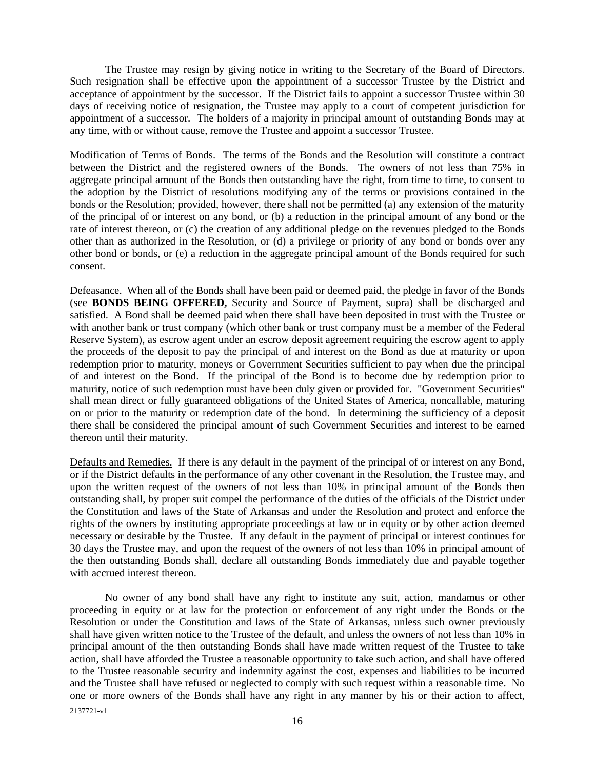The Trustee may resign by giving notice in writing to the Secretary of the Board of Directors. Such resignation shall be effective upon the appointment of a successor Trustee by the District and acceptance of appointment by the successor. If the District fails to appoint a successor Trustee within 30 days of receiving notice of resignation, the Trustee may apply to a court of competent jurisdiction for appointment of a successor. The holders of a majority in principal amount of outstanding Bonds may at any time, with or without cause, remove the Trustee and appoint a successor Trustee.

Modification of Terms of Bonds. The terms of the Bonds and the Resolution will constitute a contract between the District and the registered owners of the Bonds. The owners of not less than 75% in aggregate principal amount of the Bonds then outstanding have the right, from time to time, to consent to the adoption by the District of resolutions modifying any of the terms or provisions contained in the bonds or the Resolution; provided, however, there shall not be permitted (a) any extension of the maturity of the principal of or interest on any bond, or (b) a reduction in the principal amount of any bond or the rate of interest thereon, or (c) the creation of any additional pledge on the revenues pledged to the Bonds other than as authorized in the Resolution, or (d) a privilege or priority of any bond or bonds over any other bond or bonds, or (e) a reduction in the aggregate principal amount of the Bonds required for such consent.

Defeasance. When all of the Bonds shall have been paid or deemed paid, the pledge in favor of the Bonds (see **BONDS BEING OFFERED,** Security and Source of Payment, supra) shall be discharged and satisfied. A Bond shall be deemed paid when there shall have been deposited in trust with the Trustee or with another bank or trust company (which other bank or trust company must be a member of the Federal Reserve System), as escrow agent under an escrow deposit agreement requiring the escrow agent to apply the proceeds of the deposit to pay the principal of and interest on the Bond as due at maturity or upon redemption prior to maturity, moneys or Government Securities sufficient to pay when due the principal of and interest on the Bond. If the principal of the Bond is to become due by redemption prior to maturity, notice of such redemption must have been duly given or provided for. "Government Securities" shall mean direct or fully guaranteed obligations of the United States of America, noncallable, maturing on or prior to the maturity or redemption date of the bond. In determining the sufficiency of a deposit there shall be considered the principal amount of such Government Securities and interest to be earned thereon until their maturity.

Defaults and Remedies. If there is any default in the payment of the principal of or interest on any Bond, or if the District defaults in the performance of any other covenant in the Resolution, the Trustee may, and upon the written request of the owners of not less than 10% in principal amount of the Bonds then outstanding shall, by proper suit compel the performance of the duties of the officials of the District under the Constitution and laws of the State of Arkansas and under the Resolution and protect and enforce the rights of the owners by instituting appropriate proceedings at law or in equity or by other action deemed necessary or desirable by the Trustee. If any default in the payment of principal or interest continues for 30 days the Trustee may, and upon the request of the owners of not less than 10% in principal amount of the then outstanding Bonds shall, declare all outstanding Bonds immediately due and payable together with accrued interest thereon.

No owner of any bond shall have any right to institute any suit, action, mandamus or other proceeding in equity or at law for the protection or enforcement of any right under the Bonds or the Resolution or under the Constitution and laws of the State of Arkansas, unless such owner previously shall have given written notice to the Trustee of the default, and unless the owners of not less than 10% in principal amount of the then outstanding Bonds shall have made written request of the Trustee to take action, shall have afforded the Trustee a reasonable opportunity to take such action, and shall have offered to the Trustee reasonable security and indemnity against the cost, expenses and liabilities to be incurred and the Trustee shall have refused or neglected to comply with such request within a reasonable time. No one or more owners of the Bonds shall have any right in any manner by his or their action to affect,

2137721-v1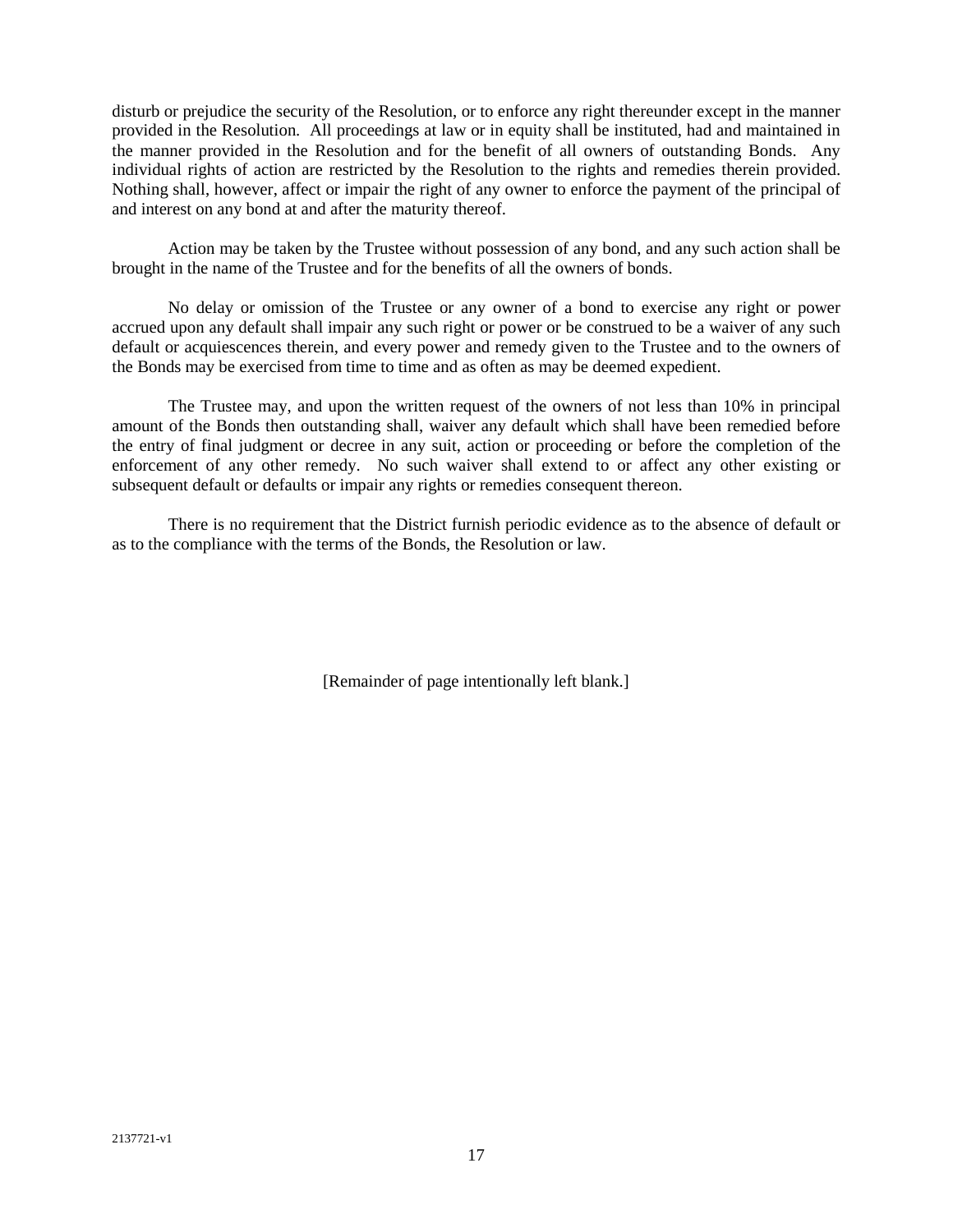disturb or prejudice the security of the Resolution, or to enforce any right thereunder except in the manner provided in the Resolution. All proceedings at law or in equity shall be instituted, had and maintained in the manner provided in the Resolution and for the benefit of all owners of outstanding Bonds. Any individual rights of action are restricted by the Resolution to the rights and remedies therein provided. Nothing shall, however, affect or impair the right of any owner to enforce the payment of the principal of and interest on any bond at and after the maturity thereof.

Action may be taken by the Trustee without possession of any bond, and any such action shall be brought in the name of the Trustee and for the benefits of all the owners of bonds.

No delay or omission of the Trustee or any owner of a bond to exercise any right or power accrued upon any default shall impair any such right or power or be construed to be a waiver of any such default or acquiescences therein, and every power and remedy given to the Trustee and to the owners of the Bonds may be exercised from time to time and as often as may be deemed expedient.

The Trustee may, and upon the written request of the owners of not less than 10% in principal amount of the Bonds then outstanding shall, waiver any default which shall have been remedied before the entry of final judgment or decree in any suit, action or proceeding or before the completion of the enforcement of any other remedy. No such waiver shall extend to or affect any other existing or subsequent default or defaults or impair any rights or remedies consequent thereon.

There is no requirement that the District furnish periodic evidence as to the absence of default or as to the compliance with the terms of the Bonds, the Resolution or law.

[Remainder of page intentionally left blank.]

2137721-v1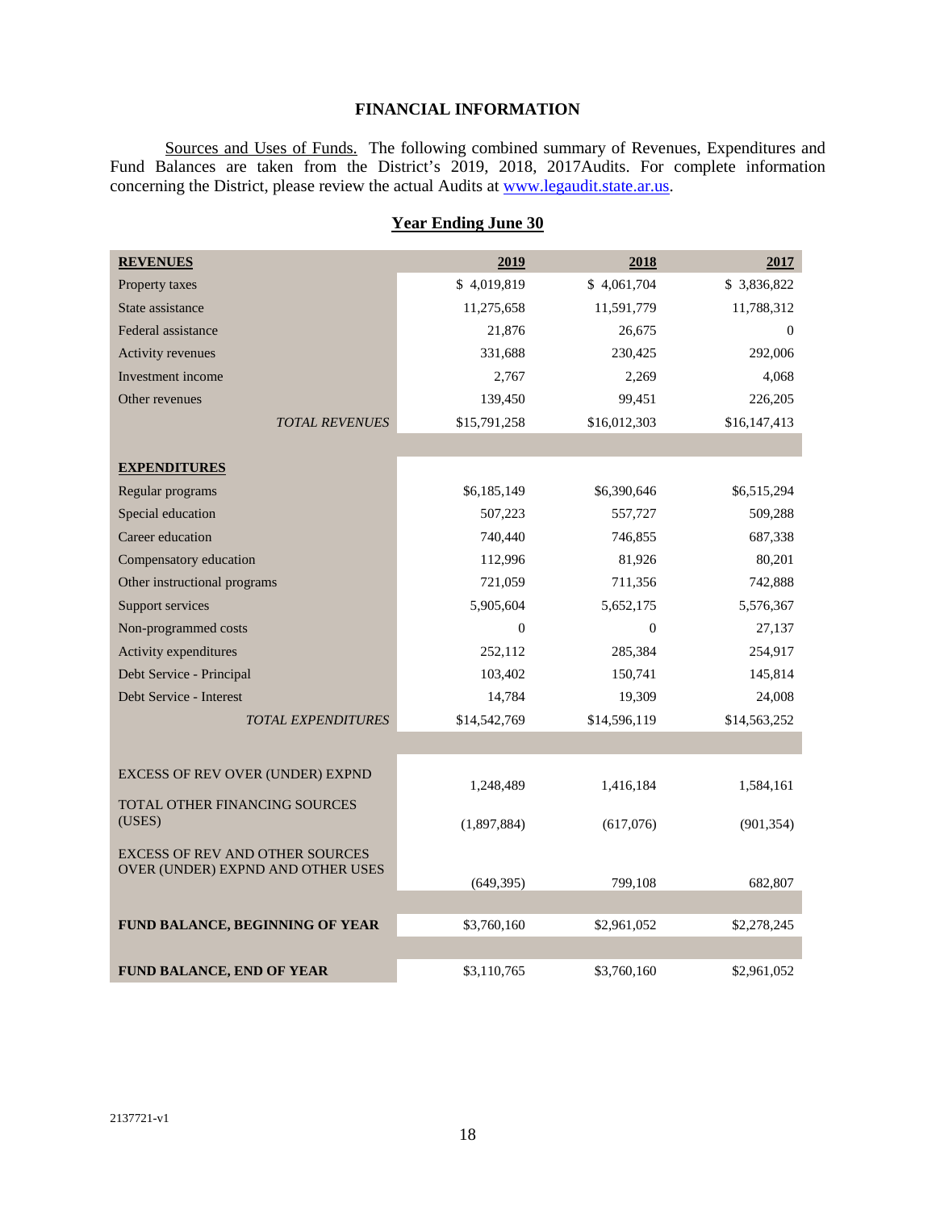## FINANCIAL INFORMATION

Sources and Uses of Funds. The following combined summary of Revenues, Expenditures and Fund Balances are taken from the District's 2019, 2018, 2017Audits. For complete information concerning the District, please review the actual Audits at [www.legaudit.state.ar.us](http://www.legaudit.state.ar.us).

### Year Ending June 30

| **REVENUES** | **2019** | **2018** | **2017** |
|---|---|---|---|
| Property taxes | $ 4,019,819 | $ 4,061,704 | $ 3,836,822 |
| State assistance | 11,275,658 | 11,591,779 | 11,788,312 |
| Federal assistance | 21,876 | 26,675 | 0 |
| Activity revenues | 331,688 | 230,425 | 292,006 |
| Investment income | 2,767 | 2,269 | 4,068 |
| Other revenues | 139,450 | 99,451 | 226,205 |
| *TOTAL REVENUES* | $15,791,258 | $16,012,303 | $16,147,413 |
| | | | |
| **EXPENDITURES** | | | |
| Regular programs | $6,185,149 | $6,390,646 | $6,515,294 |
| Special education | 507,223 | 557,727 | 509,288 |
| Career education | 740,440 | 746,855 | 687,338 |
| Compensatory education | 112,996 | 81,926 | 80,201 |
| Other instructional programs | 721,059 | 711,356 | 742,888 |
| Support services | 5,905,604 | 5,652,175 | 5,576,367 |
| Non-programmed costs | 0 | 0 | 27,137 |
| Activity expenditures | 252,112 | 285,384 | 254,917 |
| Debt Service - Principal | 103,402 | 150,741 | 145,814 |
| Debt Service - Interest | 14,784 | 19,309 | 24,008 |
| *TOTAL EXPENDITURES* | $14,542,769 | $14,596,119 | $14,563,252 |
| | | | |
| EXCESS OF REV OVER (UNDER) EXPND | 1,248,489 | 1,416,184 | 1,584,161 |
| TOTAL OTHER FINANCING SOURCES (USES) | (1,897,884) | (617,076) | (901,354) |
| EXCESS OF REV AND OTHER SOURCES OVER (UNDER) EXPND AND OTHER USES | (649,395) | 799,108 | 682,807 |
| | | | |
| **FUND BALANCE, BEGINNING OF YEAR** | $3,760,160 | $2,961,052 | $2,278,245 |
| | | | |
| **FUND BALANCE, END OF YEAR** | $3,110,765 | $3,760,160 | $2,961,052 |

2137721-v1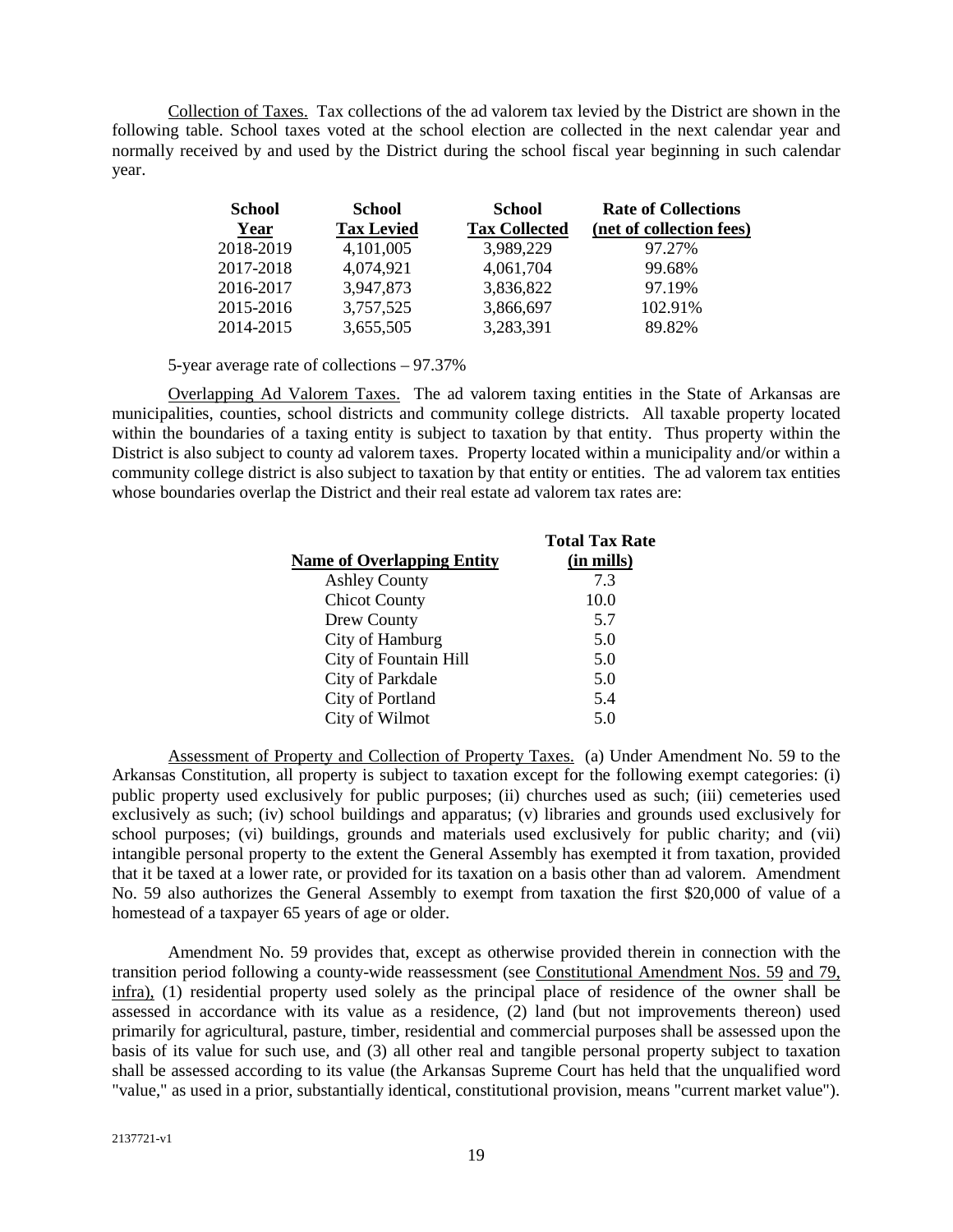Collection of Taxes. Tax collections of the ad valorem tax levied by the District are shown in the following table. School taxes voted at the school election are collected in the next calendar year and normally received by and used by the District during the school fiscal year beginning in such calendar year.

| School Year | School Tax Levied | School Tax Collected | Rate of Collections (net of collection fees) |
|---|---|---|---|
| 2018-2019 | 4,101,005 | 3,989,229 | 97.27% |
| 2017-2018 | 4,074,921 | 4,061,704 | 99.68% |
| 2016-2017 | 3,947,873 | 3,836,822 | 97.19% |
| 2015-2016 | 3,757,525 | 3,866,697 | 102.91% |
| 2014-2015 | 3,655,505 | 3,283,391 | 89.82% |

5-year average rate of collections – 97.37%

Overlapping Ad Valorem Taxes. The ad valorem taxing entities in the State of Arkansas are municipalities, counties, school districts and community college districts. All taxable property located within the boundaries of a taxing entity is subject to taxation by that entity. Thus property within the District is also subject to county ad valorem taxes. Property located within a municipality and/or within a community college district is also subject to taxation by that entity or entities. The ad valorem tax entities whose boundaries overlap the District and their real estate ad valorem tax rates are:

| Name of Overlapping Entity | Total Tax Rate (in mills) |
|---|---|
| Ashley County | 7.3 |
| Chicot County | 10.0 |
| Drew County | 5.7 |
| City of Hamburg | 5.0 |
| City of Fountain Hill | 5.0 |
| City of Parkdale | 5.0 |
| City of Portland | 5.4 |
| City of Wilmot | 5.0 |

Assessment of Property and Collection of Property Taxes. (a) Under Amendment No. 59 to the Arkansas Constitution, all property is subject to taxation except for the following exempt categories: (i) public property used exclusively for public purposes; (ii) churches used as such; (iii) cemeteries used exclusively as such; (iv) school buildings and apparatus; (v) libraries and grounds used exclusively for school purposes; (vi) buildings, grounds and materials used exclusively for public charity; and (vii) intangible personal property to the extent the General Assembly has exempted it from taxation, provided that it be taxed at a lower rate, or provided for its taxation on a basis other than ad valorem. Amendment No. 59 also authorizes the General Assembly to exempt from taxation the first $20,000 of value of a homestead of a taxpayer 65 years of age or older.

Amendment No. 59 provides that, except as otherwise provided therein in connection with the transition period following a county-wide reassessment (see Constitutional Amendment Nos. 59 and 79, infra), (1) residential property used solely as the principal place of residence of the owner shall be assessed in accordance with its value as a residence, (2) land (but not improvements thereon) used primarily for agricultural, pasture, timber, residential and commercial purposes shall be assessed upon the basis of its value for such use, and (3) all other real and tangible personal property subject to taxation shall be assessed according to its value (the Arkansas Supreme Court has held that the unqualified word "value," as used in a prior, substantially identical, constitutional provision, means "current market value").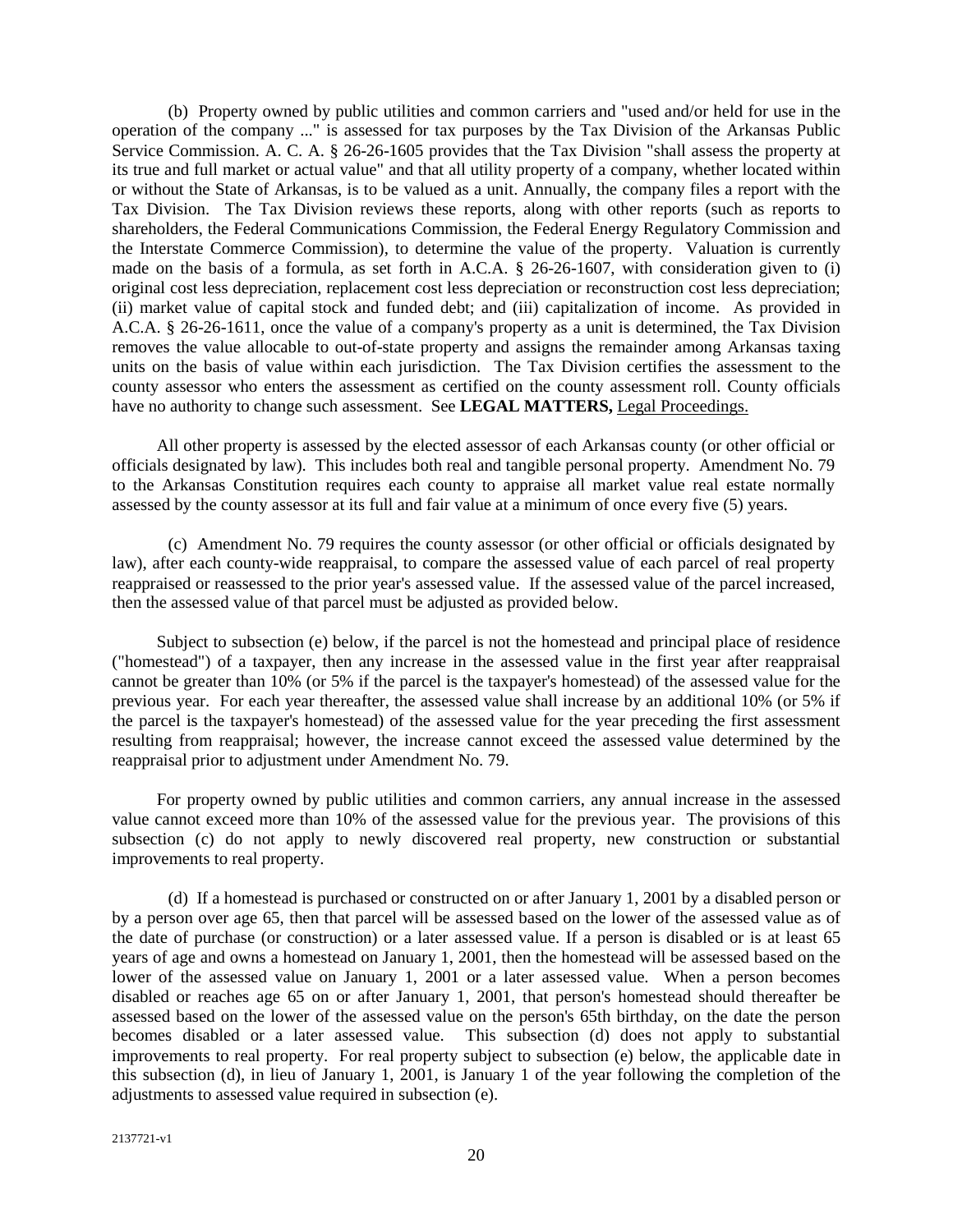(b) Property owned by public utilities and common carriers and "used and/or held for use in the operation of the company ..." is assessed for tax purposes by the Tax Division of the Arkansas Public Service Commission. A. C. A. § 26-26-1605 provides that the Tax Division "shall assess the property at its true and full market or actual value" and that all utility property of a company, whether located within or without the State of Arkansas, is to be valued as a unit. Annually, the company files a report with the Tax Division. The Tax Division reviews these reports, along with other reports (such as reports to shareholders, the Federal Communications Commission, the Federal Energy Regulatory Commission and the Interstate Commerce Commission), to determine the value of the property. Valuation is currently made on the basis of a formula, as set forth in A.C.A. § 26-26-1607, with consideration given to (i) original cost less depreciation, replacement cost less depreciation or reconstruction cost less depreciation; (ii) market value of capital stock and funded debt; and (iii) capitalization of income. As provided in A.C.A. § 26-26-1611, once the value of a company's property as a unit is determined, the Tax Division removes the value allocable to out-of-state property and assigns the remainder among Arkansas taxing units on the basis of value within each jurisdiction. The Tax Division certifies the assessment to the county assessor who enters the assessment as certified on the county assessment roll. County officials have no authority to change such assessment. See **LEGAL MATTERS,** Legal Proceedings.

All other property is assessed by the elected assessor of each Arkansas county (or other official or officials designated by law). This includes both real and tangible personal property. Amendment No. 79 to the Arkansas Constitution requires each county to appraise all market value real estate normally assessed by the county assessor at its full and fair value at a minimum of once every five (5) years.

(c) Amendment No. 79 requires the county assessor (or other official or officials designated by law), after each county-wide reappraisal, to compare the assessed value of each parcel of real property reappraised or reassessed to the prior year's assessed value. If the assessed value of the parcel increased, then the assessed value of that parcel must be adjusted as provided below.

Subject to subsection (e) below, if the parcel is not the homestead and principal place of residence ("homestead") of a taxpayer, then any increase in the assessed value in the first year after reappraisal cannot be greater than 10% (or 5% if the parcel is the taxpayer's homestead) of the assessed value for the previous year. For each year thereafter, the assessed value shall increase by an additional 10% (or 5% if the parcel is the taxpayer's homestead) of the assessed value for the year preceding the first assessment resulting from reappraisal; however, the increase cannot exceed the assessed value determined by the reappraisal prior to adjustment under Amendment No. 79.

For property owned by public utilities and common carriers, any annual increase in the assessed value cannot exceed more than 10% of the assessed value for the previous year. The provisions of this subsection (c) do not apply to newly discovered real property, new construction or substantial improvements to real property.

(d) If a homestead is purchased or constructed on or after January 1, 2001 by a disabled person or by a person over age 65, then that parcel will be assessed based on the lower of the assessed value as of the date of purchase (or construction) or a later assessed value. If a person is disabled or is at least 65 years of age and owns a homestead on January 1, 2001, then the homestead will be assessed based on the lower of the assessed value on January 1, 2001 or a later assessed value. When a person becomes disabled or reaches age 65 on or after January 1, 2001, that person's homestead should thereafter be assessed based on the lower of the assessed value on the person's 65th birthday, on the date the person becomes disabled or a later assessed value. This subsection (d) does not apply to substantial improvements to real property. For real property subject to subsection (e) below, the applicable date in this subsection (d), in lieu of January 1, 2001, is January 1 of the year following the completion of the adjustments to assessed value required in subsection (e).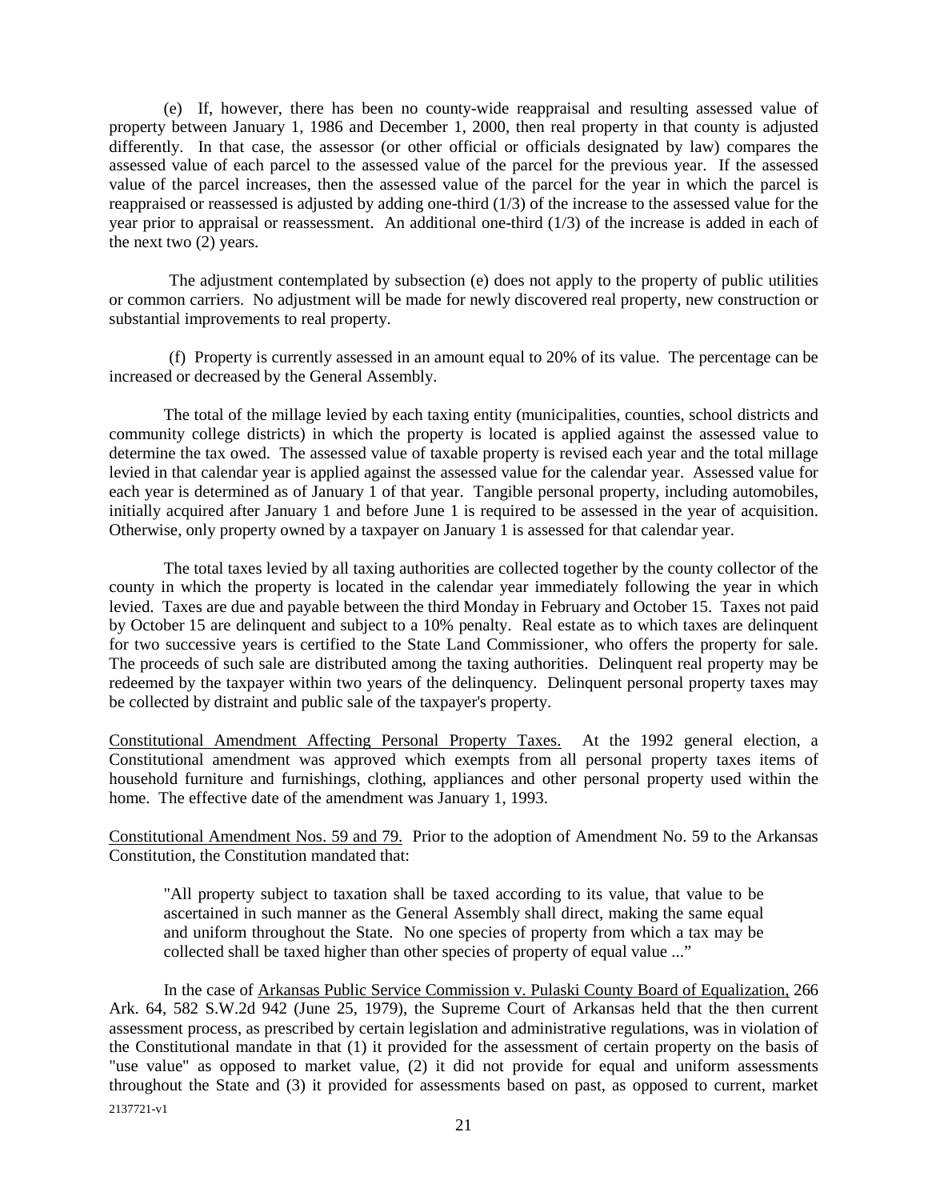(e) If, however, there has been no county-wide reappraisal and resulting assessed value of property between January 1, 1986 and December 1, 2000, then real property in that county is adjusted differently. In that case, the assessor (or other official or officials designated by law) compares the assessed value of each parcel to the assessed value of the parcel for the previous year. If the assessed value of the parcel increases, then the assessed value of the parcel for the year in which the parcel is reappraised or reassessed is adjusted by adding one-third (1/3) of the increase to the assessed value for the year prior to appraisal or reassessment. An additional one-third (1/3) of the increase is added in each of the next two (2) years.

The adjustment contemplated by subsection (e) does not apply to the property of public utilities or common carriers. No adjustment will be made for newly discovered real property, new construction or substantial improvements to real property.

(f) Property is currently assessed in an amount equal to 20% of its value. The percentage can be increased or decreased by the General Assembly.

The total of the millage levied by each taxing entity (municipalities, counties, school districts and community college districts) in which the property is located is applied against the assessed value to determine the tax owed. The assessed value of taxable property is revised each year and the total millage levied in that calendar year is applied against the assessed value for the calendar year. Assessed value for each year is determined as of January 1 of that year. Tangible personal property, including automobiles, initially acquired after January 1 and before June 1 is required to be assessed in the year of acquisition. Otherwise, only property owned by a taxpayer on January 1 is assessed for that calendar year.

The total taxes levied by all taxing authorities are collected together by the county collector of the county in which the property is located in the calendar year immediately following the year in which levied. Taxes are due and payable between the third Monday in February and October 15. Taxes not paid by October 15 are delinquent and subject to a 10% penalty. Real estate as to which taxes are delinquent for two successive years is certified to the State Land Commissioner, who offers the property for sale. The proceeds of such sale are distributed among the taxing authorities. Delinquent real property may be redeemed by the taxpayer within two years of the delinquency. Delinquent personal property taxes may be collected by distraint and public sale of the taxpayer's property.

Constitutional Amendment Affecting Personal Property Taxes. At the 1992 general election, a Constitutional amendment was approved which exempts from all personal property taxes items of household furniture and furnishings, clothing, appliances and other personal property used within the home. The effective date of the amendment was January 1, 1993.

Constitutional Amendment Nos. 59 and 79. Prior to the adoption of Amendment No. 59 to the Arkansas Constitution, the Constitution mandated that:

> "All property subject to taxation shall be taxed according to its value, that value to be ascertained in such manner as the General Assembly shall direct, making the same equal and uniform throughout the State. No one species of property from which a tax may be collected shall be taxed higher than other species of property of equal value ..."

In the case of Arkansas Public Service Commission v. Pulaski County Board of Equalization, 266 Ark. 64, 582 S.W.2d 942 (June 25, 1979), the Supreme Court of Arkansas held that the then current assessment process, as prescribed by certain legislation and administrative regulations, was in violation of the Constitutional mandate in that (1) it provided for the assessment of certain property on the basis of "use value" as opposed to market value, (2) it did not provide for equal and uniform assessments throughout the State and (3) it provided for assessments based on past, as opposed to current, market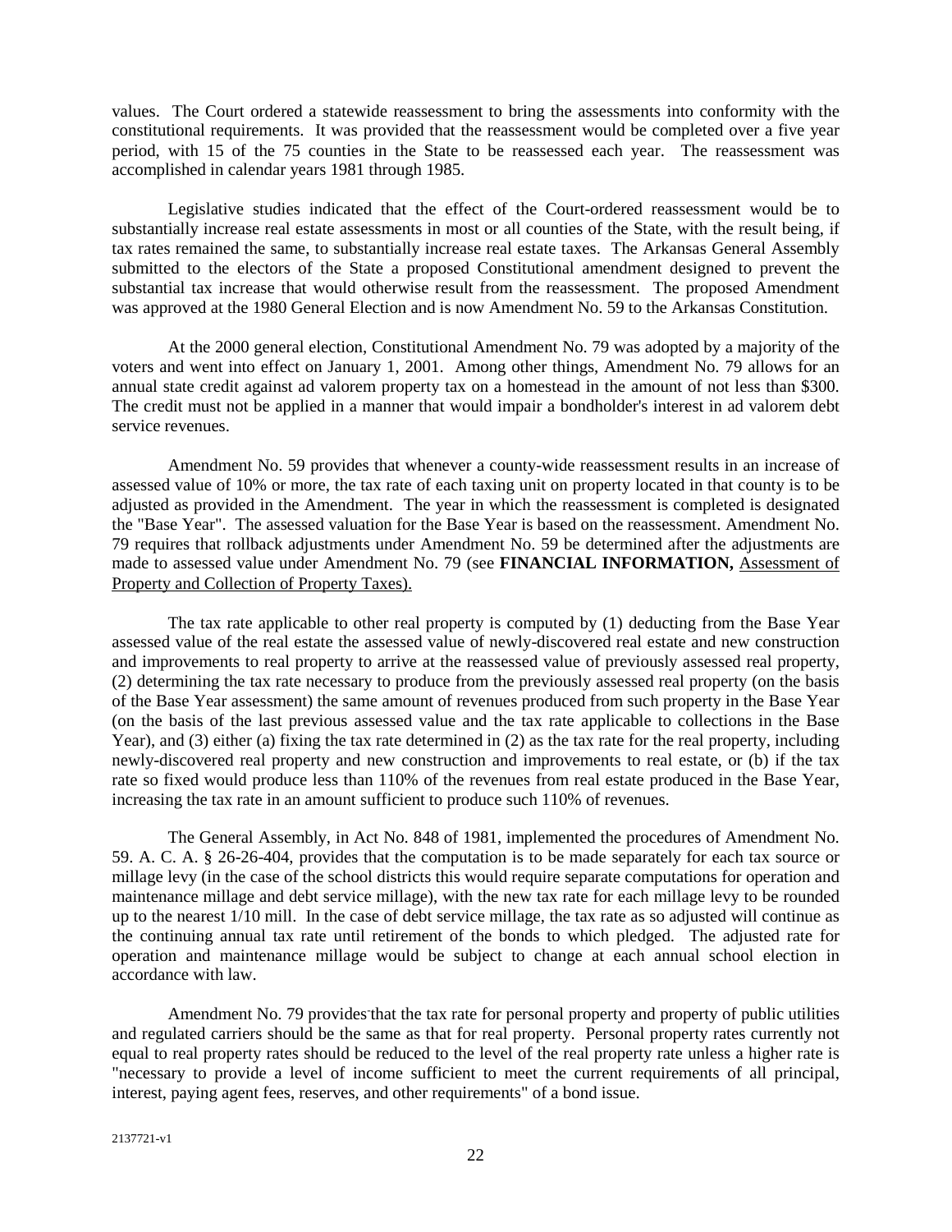values. The Court ordered a statewide reassessment to bring the assessments into conformity with the constitutional requirements. It was provided that the reassessment would be completed over a five year period, with 15 of the 75 counties in the State to be reassessed each year. The reassessment was accomplished in calendar years 1981 through 1985.

Legislative studies indicated that the effect of the Court-ordered reassessment would be to substantially increase real estate assessments in most or all counties of the State, with the result being, if tax rates remained the same, to substantially increase real estate taxes. The Arkansas General Assembly submitted to the electors of the State a proposed Constitutional amendment designed to prevent the substantial tax increase that would otherwise result from the reassessment. The proposed Amendment was approved at the 1980 General Election and is now Amendment No. 59 to the Arkansas Constitution.

At the 2000 general election, Constitutional Amendment No. 79 was adopted by a majority of the voters and went into effect on January 1, 2001. Among other things, Amendment No. 79 allows for an annual state credit against ad valorem property tax on a homestead in the amount of not less than $300. The credit must not be applied in a manner that would impair a bondholder's interest in ad valorem debt service revenues.

Amendment No. 59 provides that whenever a county-wide reassessment results in an increase of assessed value of 10% or more, the tax rate of each taxing unit on property located in that county is to be adjusted as provided in the Amendment. The year in which the reassessment is completed is designated the "Base Year". The assessed valuation for the Base Year is based on the reassessment. Amendment No. 79 requires that rollback adjustments under Amendment No. 59 be determined after the adjustments are made to assessed value under Amendment No. 79 (see **FINANCIAL INFORMATION,** Assessment of Property and Collection of Property Taxes).

The tax rate applicable to other real property is computed by (1) deducting from the Base Year assessed value of the real estate the assessed value of newly-discovered real estate and new construction and improvements to real property to arrive at the reassessed value of previously assessed real property, (2) determining the tax rate necessary to produce from the previously assessed real property (on the basis of the Base Year assessment) the same amount of revenues produced from such property in the Base Year (on the basis of the last previous assessed value and the tax rate applicable to collections in the Base Year), and (3) either (a) fixing the tax rate determined in (2) as the tax rate for the real property, including newly-discovered real property and new construction and improvements to real estate, or (b) if the tax rate so fixed would produce less than 110% of the revenues from real estate produced in the Base Year, increasing the tax rate in an amount sufficient to produce such 110% of revenues.

The General Assembly, in Act No. 848 of 1981, implemented the procedures of Amendment No. 59. A. C. A. § 26-26-404, provides that the computation is to be made separately for each tax source or millage levy (in the case of the school districts this would require separate computations for operation and maintenance millage and debt service millage), with the new tax rate for each millage levy to be rounded up to the nearest 1/10 mill. In the case of debt service millage, the tax rate as so adjusted will continue as the continuing annual tax rate until retirement of the bonds to which pledged. The adjusted rate for operation and maintenance millage would be subject to change at each annual school election in accordance with law.

Amendment No. 79 provides that the tax rate for personal property and property of public utilities and regulated carriers should be the same as that for real property. Personal property rates currently not equal to real property rates should be reduced to the level of the real property rate unless a higher rate is "necessary to provide a level of income sufficient to meet the current requirements of all principal, interest, paying agent fees, reserves, and other requirements" of a bond issue.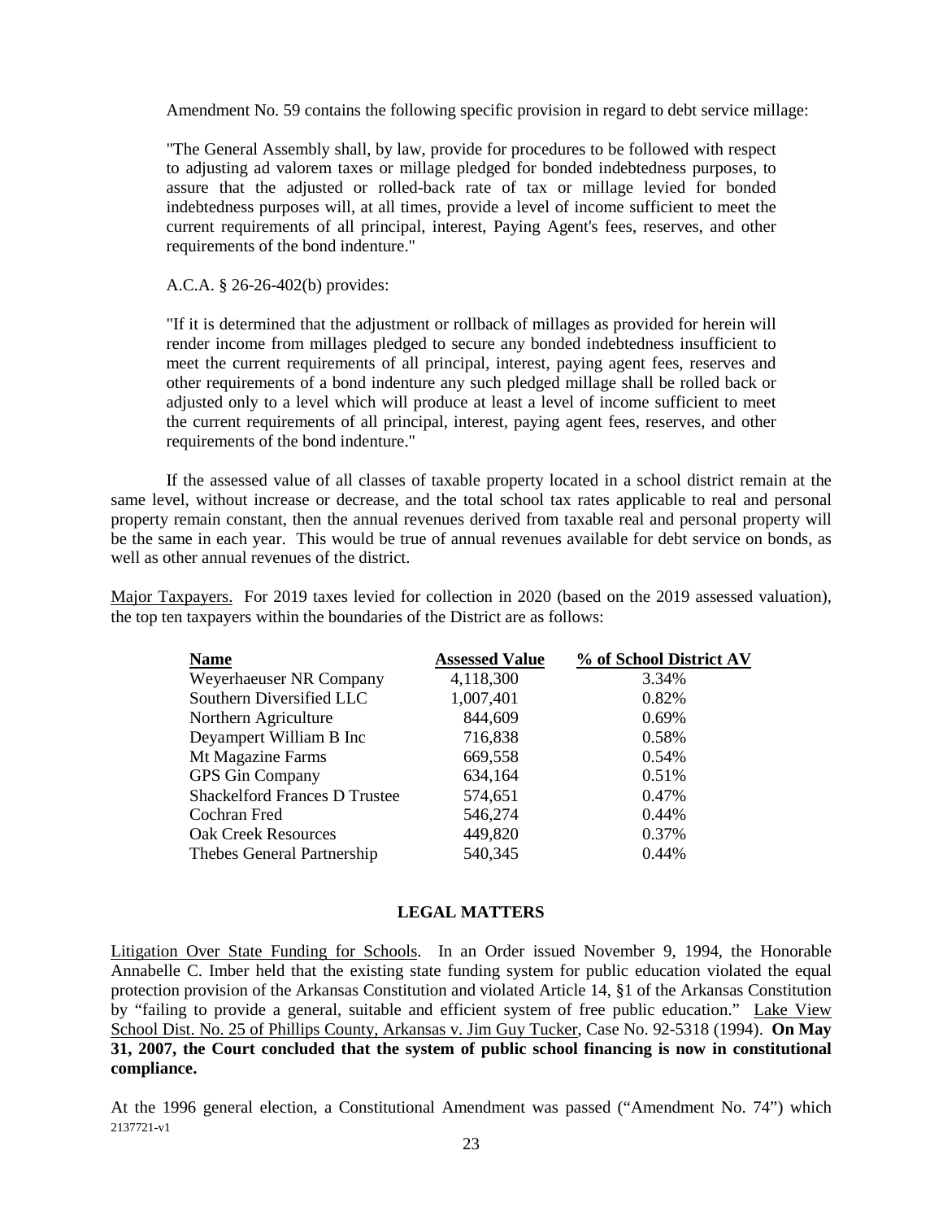Amendment No. 59 contains the following specific provision in regard to debt service millage:

"The General Assembly shall, by law, provide for procedures to be followed with respect to adjusting ad valorem taxes or millage pledged for bonded indebtedness purposes, to assure that the adjusted or rolled-back rate of tax or millage levied for bonded indebtedness purposes will, at all times, provide a level of income sufficient to meet the current requirements of all principal, interest, Paying Agent's fees, reserves, and other requirements of the bond indenture."

A.C.A. § 26-26-402(b) provides:

"If it is determined that the adjustment or rollback of millages as provided for herein will render income from millages pledged to secure any bonded indebtedness insufficient to meet the current requirements of all principal, interest, paying agent fees, reserves and other requirements of a bond indenture any such pledged millage shall be rolled back or adjusted only to a level which will produce at least a level of income sufficient to meet the current requirements of all principal, interest, paying agent fees, reserves, and other requirements of the bond indenture."

If the assessed value of all classes of taxable property located in a school district remain at the same level, without increase or decrease, and the total school tax rates applicable to real and personal property remain constant, then the annual revenues derived from taxable real and personal property will be the same in each year. This would be true of annual revenues available for debt service on bonds, as well as other annual revenues of the district.

Major Taxpayers. For 2019 taxes levied for collection in 2020 (based on the 2019 assessed valuation), the top ten taxpayers within the boundaries of the District are as follows:

| Name | Assessed Value | % of School District AV |
|---|---|---|
| Weyerhaeuser NR Company | 4,118,300 | 3.34% |
| Southern Diversified LLC | 1,007,401 | 0.82% |
| Northern Agriculture | 844,609 | 0.69% |
| Deyampert William B Inc | 716,838 | 0.58% |
| Mt Magazine Farms | 669,558 | 0.54% |
| GPS Gin Company | 634,164 | 0.51% |
| Shackelford Frances D Trustee | 574,651 | 0.47% |
| Cochran Fred | 546,274 | 0.44% |
| Oak Creek Resources | 449,820 | 0.37% |
| Thebes General Partnership | 540,345 | 0.44% |

## LEGAL MATTERS

Litigation Over State Funding for Schools. In an Order issued November 9, 1994, the Honorable Annabelle C. Imber held that the existing state funding system for public education violated the equal protection provision of the Arkansas Constitution and violated Article 14, §1 of the Arkansas Constitution by "failing to provide a general, suitable and efficient system of free public education." Lake View School Dist. No. 25 of Phillips County, Arkansas v. Jim Guy Tucker, Case No. 92-5318 (1994). **On May 31, 2007, the Court concluded that the system of public school financing is now in constitutional compliance.**

At the 1996 general election, a Constitutional Amendment was passed ("Amendment No. 74") which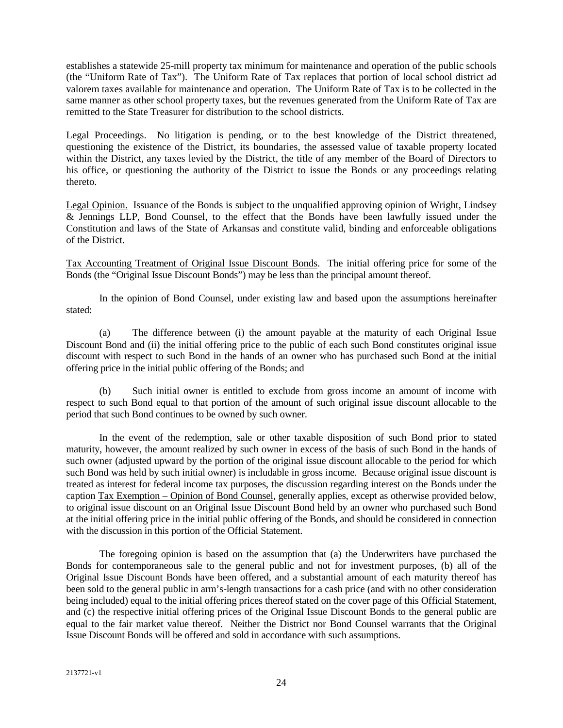establishes a statewide 25-mill property tax minimum for maintenance and operation of the public schools (the "Uniform Rate of Tax"). The Uniform Rate of Tax replaces that portion of local school district ad valorem taxes available for maintenance and operation. The Uniform Rate of Tax is to be collected in the same manner as other school property taxes, but the revenues generated from the Uniform Rate of Tax are remitted to the State Treasurer for distribution to the school districts.

Legal Proceedings. No litigation is pending, or to the best knowledge of the District threatened, questioning the existence of the District, its boundaries, the assessed value of taxable property located within the District, any taxes levied by the District, the title of any member of the Board of Directors to his office, or questioning the authority of the District to issue the Bonds or any proceedings relating thereto.

Legal Opinion. Issuance of the Bonds is subject to the unqualified approving opinion of Wright, Lindsey & Jennings LLP, Bond Counsel, to the effect that the Bonds have been lawfully issued under the Constitution and laws of the State of Arkansas and constitute valid, binding and enforceable obligations of the District.

Tax Accounting Treatment of Original Issue Discount Bonds. The initial offering price for some of the Bonds (the "Original Issue Discount Bonds") may be less than the principal amount thereof.

In the opinion of Bond Counsel, under existing law and based upon the assumptions hereinafter stated:

(a) The difference between (i) the amount payable at the maturity of each Original Issue Discount Bond and (ii) the initial offering price to the public of each such Bond constitutes original issue discount with respect to such Bond in the hands of an owner who has purchased such Bond at the initial offering price in the initial public offering of the Bonds; and

(b) Such initial owner is entitled to exclude from gross income an amount of income with respect to such Bond equal to that portion of the amount of such original issue discount allocable to the period that such Bond continues to be owned by such owner.

In the event of the redemption, sale or other taxable disposition of such Bond prior to stated maturity, however, the amount realized by such owner in excess of the basis of such Bond in the hands of such owner (adjusted upward by the portion of the original issue discount allocable to the period for which such Bond was held by such initial owner) is includable in gross income. Because original issue discount is treated as interest for federal income tax purposes, the discussion regarding interest on the Bonds under the caption Tax Exemption – Opinion of Bond Counsel, generally applies, except as otherwise provided below, to original issue discount on an Original Issue Discount Bond held by an owner who purchased such Bond at the initial offering price in the initial public offering of the Bonds, and should be considered in connection with the discussion in this portion of the Official Statement.

The foregoing opinion is based on the assumption that (a) the Underwriters have purchased the Bonds for contemporaneous sale to the general public and not for investment purposes, (b) all of the Original Issue Discount Bonds have been offered, and a substantial amount of each maturity thereof has been sold to the general public in arm's-length transactions for a cash price (and with no other consideration being included) equal to the initial offering prices thereof stated on the cover page of this Official Statement, and (c) the respective initial offering prices of the Original Issue Discount Bonds to the general public are equal to the fair market value thereof. Neither the District nor Bond Counsel warrants that the Original Issue Discount Bonds will be offered and sold in accordance with such assumptions.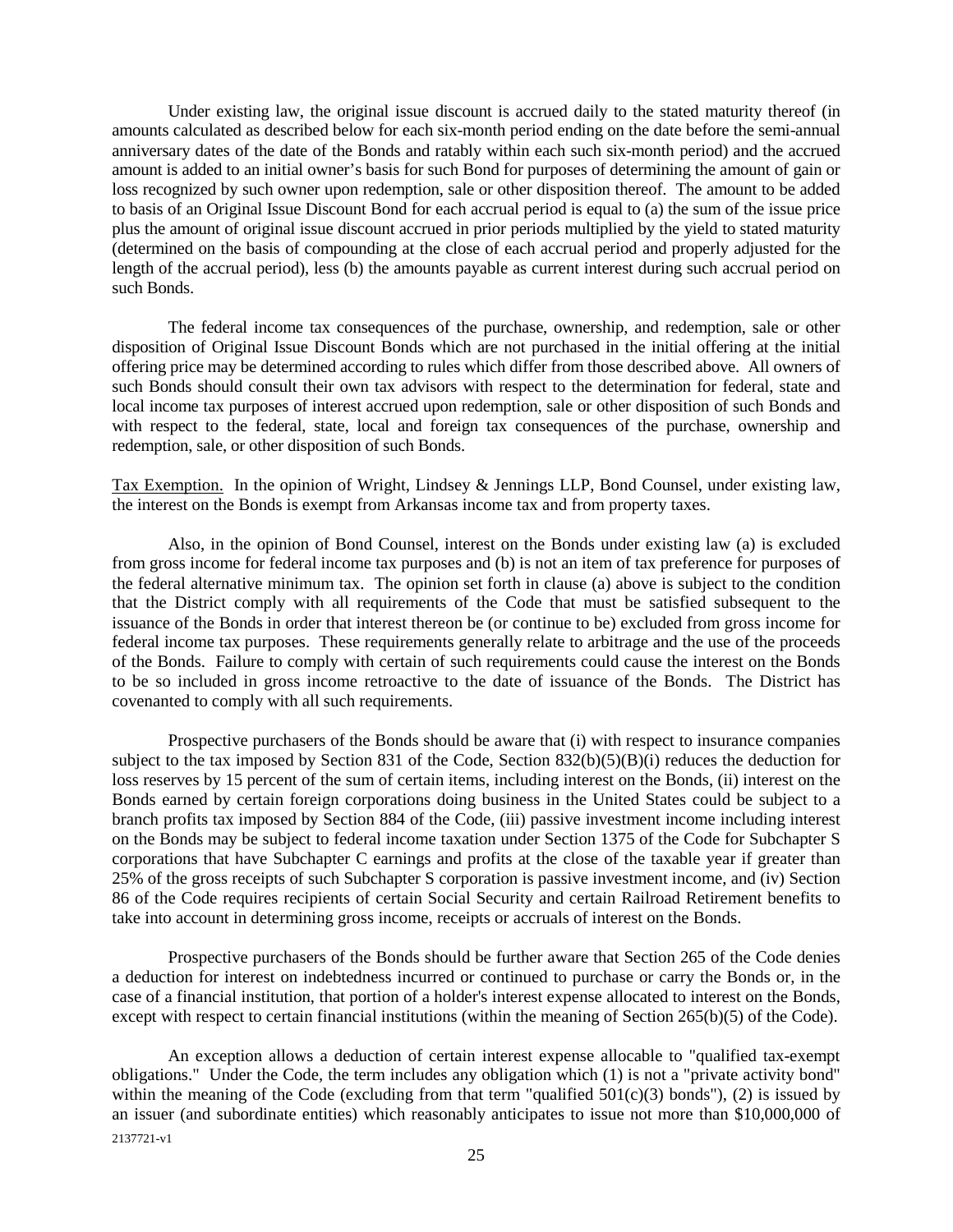Under existing law, the original issue discount is accrued daily to the stated maturity thereof (in amounts calculated as described below for each six-month period ending on the date before the semi-annual anniversary dates of the date of the Bonds and ratably within each such six-month period) and the accrued amount is added to an initial owner's basis for such Bond for purposes of determining the amount of gain or loss recognized by such owner upon redemption, sale or other disposition thereof. The amount to be added to basis of an Original Issue Discount Bond for each accrual period is equal to (a) the sum of the issue price plus the amount of original issue discount accrued in prior periods multiplied by the yield to stated maturity (determined on the basis of compounding at the close of each accrual period and properly adjusted for the length of the accrual period), less (b) the amounts payable as current interest during such accrual period on such Bonds.

The federal income tax consequences of the purchase, ownership, and redemption, sale or other disposition of Original Issue Discount Bonds which are not purchased in the initial offering at the initial offering price may be determined according to rules which differ from those described above. All owners of such Bonds should consult their own tax advisors with respect to the determination for federal, state and local income tax purposes of interest accrued upon redemption, sale or other disposition of such Bonds and with respect to the federal, state, local and foreign tax consequences of the purchase, ownership and redemption, sale, or other disposition of such Bonds.

Tax Exemption. In the opinion of Wright, Lindsey & Jennings LLP, Bond Counsel, under existing law, the interest on the Bonds is exempt from Arkansas income tax and from property taxes.

Also, in the opinion of Bond Counsel, interest on the Bonds under existing law (a) is excluded from gross income for federal income tax purposes and (b) is not an item of tax preference for purposes of the federal alternative minimum tax. The opinion set forth in clause (a) above is subject to the condition that the District comply with all requirements of the Code that must be satisfied subsequent to the issuance of the Bonds in order that interest thereon be (or continue to be) excluded from gross income for federal income tax purposes. These requirements generally relate to arbitrage and the use of the proceeds of the Bonds. Failure to comply with certain of such requirements could cause the interest on the Bonds to be so included in gross income retroactive to the date of issuance of the Bonds. The District has covenanted to comply with all such requirements.

Prospective purchasers of the Bonds should be aware that (i) with respect to insurance companies subject to the tax imposed by Section 831 of the Code, Section 832(b)(5)(B)(i) reduces the deduction for loss reserves by 15 percent of the sum of certain items, including interest on the Bonds, (ii) interest on the Bonds earned by certain foreign corporations doing business in the United States could be subject to a branch profits tax imposed by Section 884 of the Code, (iii) passive investment income including interest on the Bonds may be subject to federal income taxation under Section 1375 of the Code for Subchapter S corporations that have Subchapter C earnings and profits at the close of the taxable year if greater than 25% of the gross receipts of such Subchapter S corporation is passive investment income, and (iv) Section 86 of the Code requires recipients of certain Social Security and certain Railroad Retirement benefits to take into account in determining gross income, receipts or accruals of interest on the Bonds.

Prospective purchasers of the Bonds should be further aware that Section 265 of the Code denies a deduction for interest on indebtedness incurred or continued to purchase or carry the Bonds or, in the case of a financial institution, that portion of a holder's interest expense allocated to interest on the Bonds, except with respect to certain financial institutions (within the meaning of Section 265(b)(5) of the Code).

An exception allows a deduction of certain interest expense allocable to "qualified tax-exempt obligations." Under the Code, the term includes any obligation which (1) is not a "private activity bond" within the meaning of the Code (excluding from that term "qualified 501(c)(3) bonds"), (2) is issued by an issuer (and subordinate entities) which reasonably anticipates to issue not more than $10,000,000 of

2137721-v1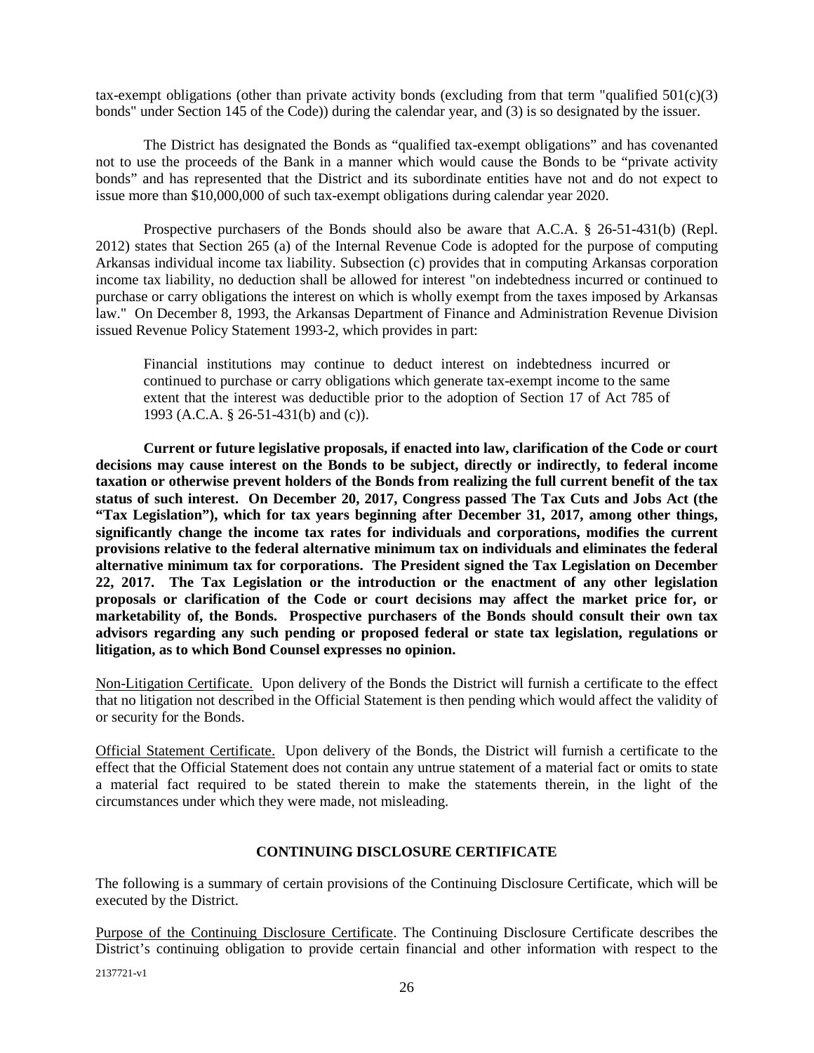tax-exempt obligations (other than private activity bonds (excluding from that term "qualified 501(c)(3) bonds" under Section 145 of the Code)) during the calendar year, and (3) is so designated by the issuer.

The District has designated the Bonds as "qualified tax-exempt obligations" and has covenanted not to use the proceeds of the Bank in a manner which would cause the Bonds to be "private activity bonds" and has represented that the District and its subordinate entities have not and do not expect to issue more than $10,000,000 of such tax-exempt obligations during calendar year 2020.

Prospective purchasers of the Bonds should also be aware that A.C.A. § 26-51-431(b) (Repl. 2012) states that Section 265 (a) of the Internal Revenue Code is adopted for the purpose of computing Arkansas individual income tax liability. Subsection (c) provides that in computing Arkansas corporation income tax liability, no deduction shall be allowed for interest "on indebtedness incurred or continued to purchase or carry obligations the interest on which is wholly exempt from the taxes imposed by Arkansas law." On December 8, 1993, the Arkansas Department of Finance and Administration Revenue Division issued Revenue Policy Statement 1993-2, which provides in part:

> Financial institutions may continue to deduct interest on indebtedness incurred or continued to purchase or carry obligations which generate tax-exempt income to the same extent that the interest was deductible prior to the adoption of Section 17 of Act 785 of 1993 (A.C.A. § 26-51-431(b) and (c)).

**Current or future legislative proposals, if enacted into law, clarification of the Code or court decisions may cause interest on the Bonds to be subject, directly or indirectly, to federal income taxation or otherwise prevent holders of the Bonds from realizing the full current benefit of the tax status of such interest. On December 20, 2017, Congress passed The Tax Cuts and Jobs Act (the "Tax Legislation"), which for tax years beginning after December 31, 2017, among other things, significantly change the income tax rates for individuals and corporations, modifies the current provisions relative to the federal alternative minimum tax on individuals and eliminates the federal alternative minimum tax for corporations. The President signed the Tax Legislation on December 22, 2017. The Tax Legislation or the introduction or the enactment of any other legislation proposals or clarification of the Code or court decisions may affect the market price for, or marketability of, the Bonds. Prospective purchasers of the Bonds should consult their own tax advisors regarding any such pending or proposed federal or state tax legislation, regulations or litigation, as to which Bond Counsel expresses no opinion.**

Non-Litigation Certificate. Upon delivery of the Bonds the District will furnish a certificate to the effect that no litigation not described in the Official Statement is then pending which would affect the validity of or security for the Bonds.

Official Statement Certificate. Upon delivery of the Bonds, the District will furnish a certificate to the effect that the Official Statement does not contain any untrue statement of a material fact or omits to state a material fact required to be stated therein to make the statements therein, in the light of the circumstances under which they were made, not misleading.

## CONTINUING DISCLOSURE CERTIFICATE

The following is a summary of certain provisions of the Continuing Disclosure Certificate, which will be executed by the District.

Purpose of the Continuing Disclosure Certificate. The Continuing Disclosure Certificate describes the District's continuing obligation to provide certain financial and other information with respect to the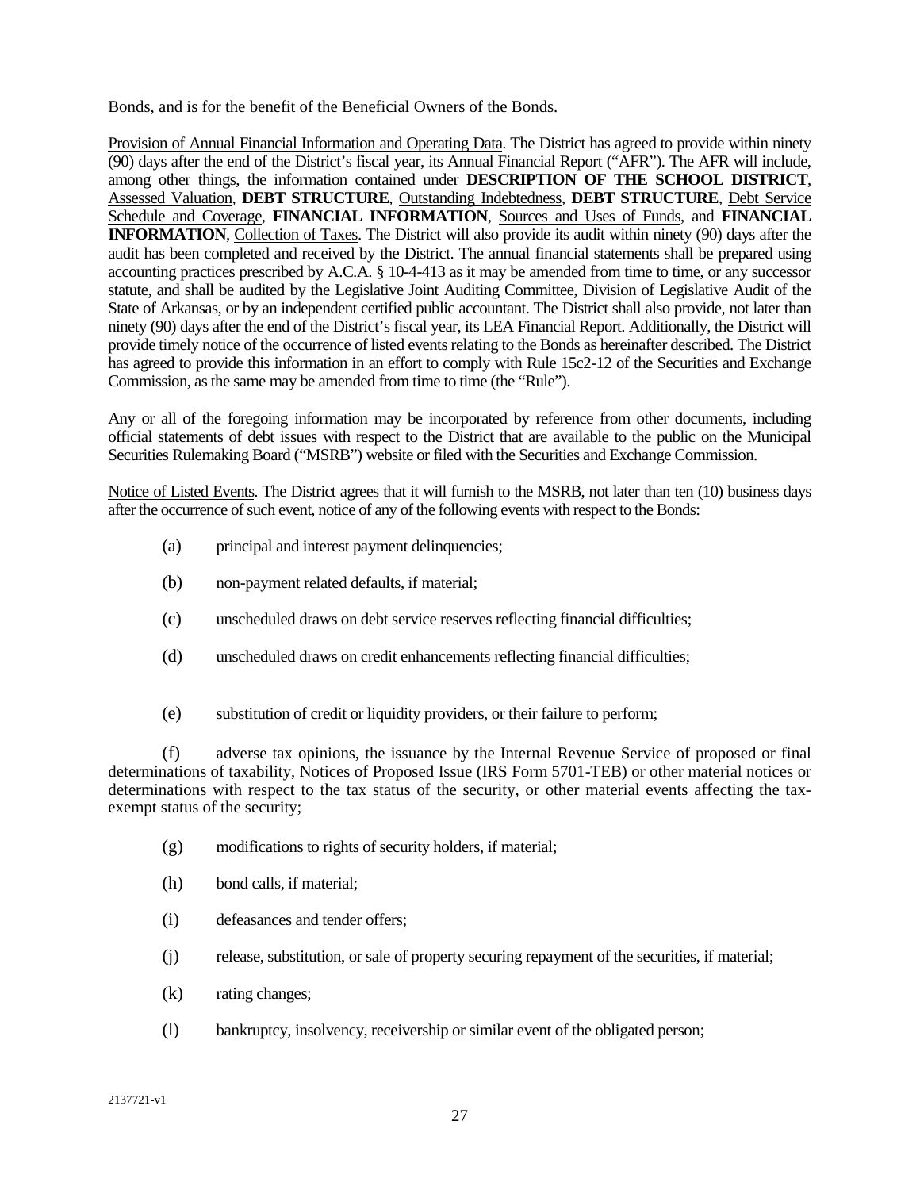Bonds, and is for the benefit of the Beneficial Owners of the Bonds.

Provision of Annual Financial Information and Operating Data. The District has agreed to provide within ninety (90) days after the end of the District's fiscal year, its Annual Financial Report ("AFR"). The AFR will include, among other things, the information contained under **DESCRIPTION OF THE SCHOOL DISTRICT**, Assessed Valuation, **DEBT STRUCTURE**, Outstanding Indebtedness, **DEBT STRUCTURE**, Debt Service Schedule and Coverage, **FINANCIAL INFORMATION**, Sources and Uses of Funds, and **FINANCIAL INFORMATION**, Collection of Taxes. The District will also provide its audit within ninety (90) days after the audit has been completed and received by the District. The annual financial statements shall be prepared using accounting practices prescribed by A.C.A. § 10-4-413 as it may be amended from time to time, or any successor statute, and shall be audited by the Legislative Joint Auditing Committee, Division of Legislative Audit of the State of Arkansas, or by an independent certified public accountant. The District shall also provide, not later than ninety (90) days after the end of the District's fiscal year, its LEA Financial Report. Additionally, the District will provide timely notice of the occurrence of listed events relating to the Bonds as hereinafter described. The District has agreed to provide this information in an effort to comply with Rule 15c2-12 of the Securities and Exchange Commission, as the same may be amended from time to time (the "Rule").

Any or all of the foregoing information may be incorporated by reference from other documents, including official statements of debt issues with respect to the District that are available to the public on the Municipal Securities Rulemaking Board ("MSRB") website or filed with the Securities and Exchange Commission.

Notice of Listed Events. The District agrees that it will furnish to the MSRB, not later than ten (10) business days after the occurrence of such event, notice of any of the following events with respect to the Bonds:

(a) principal and interest payment delinquencies;

(b) non-payment related defaults, if material;

(c) unscheduled draws on debt service reserves reflecting financial difficulties;

(d) unscheduled draws on credit enhancements reflecting financial difficulties;

(e) substitution of credit or liquidity providers, or their failure to perform;

(f) adverse tax opinions, the issuance by the Internal Revenue Service of proposed or final determinations of taxability, Notices of Proposed Issue (IRS Form 5701-TEB) or other material notices or determinations with respect to the tax status of the security, or other material events affecting the tax-exempt status of the security;

(g) modifications to rights of security holders, if material;

(h) bond calls, if material;

(i) defeasances and tender offers;

(j) release, substitution, or sale of property securing repayment of the securities, if material;

(k) rating changes;

(l) bankruptcy, insolvency, receivership or similar event of the obligated person;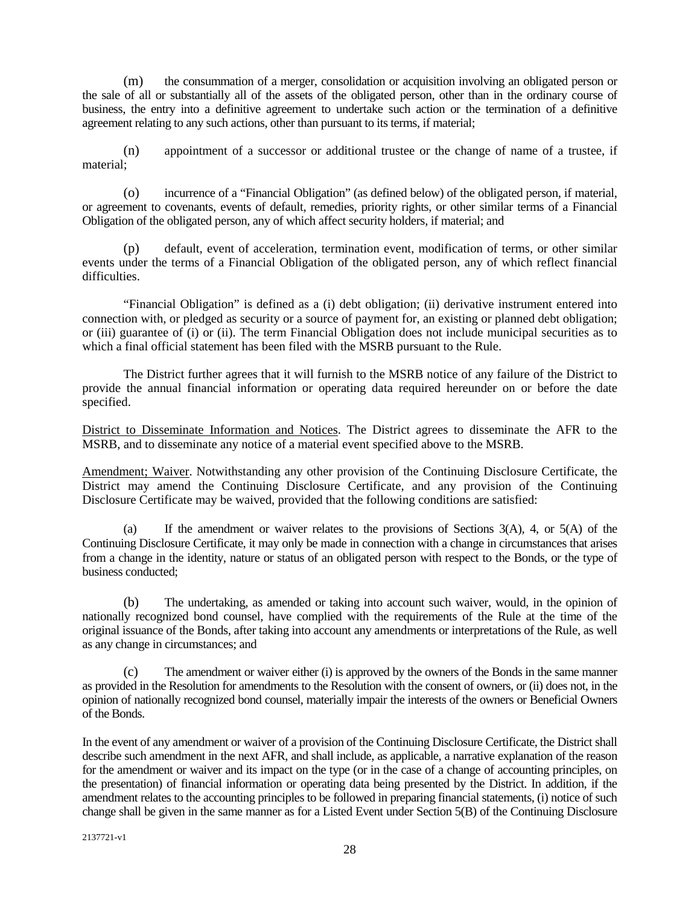(m) the consummation of a merger, consolidation or acquisition involving an obligated person or the sale of all or substantially all of the assets of the obligated person, other than in the ordinary course of business, the entry into a definitive agreement to undertake such action or the termination of a definitive agreement relating to any such actions, other than pursuant to its terms, if material;

(n) appointment of a successor or additional trustee or the change of name of a trustee, if material;

(o) incurrence of a "Financial Obligation" (as defined below) of the obligated person, if material, or agreement to covenants, events of default, remedies, priority rights, or other similar terms of a Financial Obligation of the obligated person, any of which affect security holders, if material; and

(p) default, event of acceleration, termination event, modification of terms, or other similar events under the terms of a Financial Obligation of the obligated person, any of which reflect financial difficulties.

"Financial Obligation" is defined as a (i) debt obligation; (ii) derivative instrument entered into connection with, or pledged as security or a source of payment for, an existing or planned debt obligation; or (iii) guarantee of (i) or (ii). The term Financial Obligation does not include municipal securities as to which a final official statement has been filed with the MSRB pursuant to the Rule.

The District further agrees that it will furnish to the MSRB notice of any failure of the District to provide the annual financial information or operating data required hereunder on or before the date specified.

District to Disseminate Information and Notices. The District agrees to disseminate the AFR to the MSRB, and to disseminate any notice of a material event specified above to the MSRB.

Amendment; Waiver. Notwithstanding any other provision of the Continuing Disclosure Certificate, the District may amend the Continuing Disclosure Certificate, and any provision of the Continuing Disclosure Certificate may be waived, provided that the following conditions are satisfied:

(a) If the amendment or waiver relates to the provisions of Sections 3(A), 4, or 5(A) of the Continuing Disclosure Certificate, it may only be made in connection with a change in circumstances that arises from a change in the identity, nature or status of an obligated person with respect to the Bonds, or the type of business conducted;

(b) The undertaking, as amended or taking into account such waiver, would, in the opinion of nationally recognized bond counsel, have complied with the requirements of the Rule at the time of the original issuance of the Bonds, after taking into account any amendments or interpretations of the Rule, as well as any change in circumstances; and

(c) The amendment or waiver either (i) is approved by the owners of the Bonds in the same manner as provided in the Resolution for amendments to the Resolution with the consent of owners, or (ii) does not, in the opinion of nationally recognized bond counsel, materially impair the interests of the owners or Beneficial Owners of the Bonds.

In the event of any amendment or waiver of a provision of the Continuing Disclosure Certificate, the District shall describe such amendment in the next AFR, and shall include, as applicable, a narrative explanation of the reason for the amendment or waiver and its impact on the type (or in the case of a change of accounting principles, on the presentation) of financial information or operating data being presented by the District. In addition, if the amendment relates to the accounting principles to be followed in preparing financial statements, (i) notice of such change shall be given in the same manner as for a Listed Event under Section 5(B) of the Continuing Disclosure

2137721-v1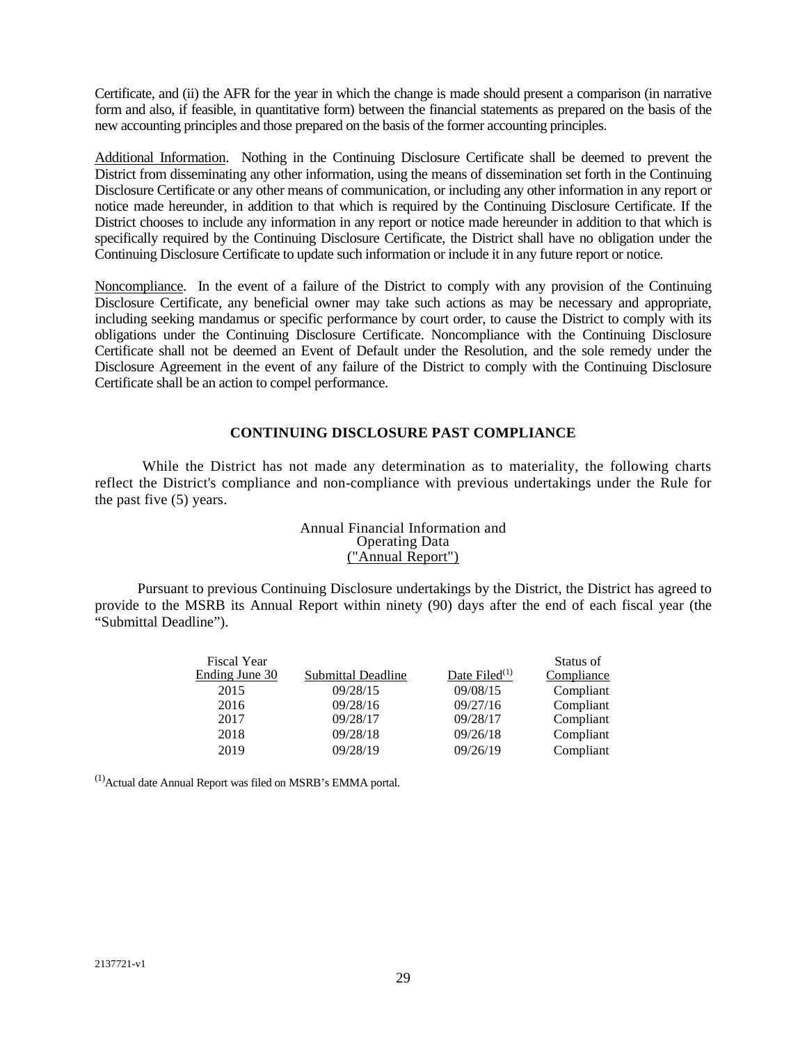Certificate, and (ii) the AFR for the year in which the change is made should present a comparison (in narrative form and also, if feasible, in quantitative form) between the financial statements as prepared on the basis of the new accounting principles and those prepared on the basis of the former accounting principles.

Additional Information. Nothing in the Continuing Disclosure Certificate shall be deemed to prevent the District from disseminating any other information, using the means of dissemination set forth in the Continuing Disclosure Certificate or any other means of communication, or including any other information in any report or notice made hereunder, in addition to that which is required by the Continuing Disclosure Certificate. If the District chooses to include any information in any report or notice made hereunder in addition to that which is specifically required by the Continuing Disclosure Certificate, the District shall have no obligation under the Continuing Disclosure Certificate to update such information or include it in any future report or notice.

Noncompliance. In the event of a failure of the District to comply with any provision of the Continuing Disclosure Certificate, any beneficial owner may take such actions as may be necessary and appropriate, including seeking mandamus or specific performance by court order, to cause the District to comply with its obligations under the Continuing Disclosure Certificate. Noncompliance with the Continuing Disclosure Certificate shall not be deemed an Event of Default under the Resolution, and the sole remedy under the Disclosure Agreement in the event of any failure of the District to comply with the Continuing Disclosure Certificate shall be an action to compel performance.

## CONTINUING DISCLOSURE PAST COMPLIANCE

While the District has not made any determination as to materiality, the following charts reflect the District's compliance and non-compliance with previous undertakings under the Rule for the past five (5) years.

Annual Financial Information and Operating Data ("Annual Report")

Pursuant to previous Continuing Disclosure undertakings by the District, the District has agreed to provide to the MSRB its Annual Report within ninety (90) days after the end of each fiscal year (the "Submittal Deadline").

| Fiscal Year Ending June 30 | Submittal Deadline | Date Filed[(1)] | Status of Compliance |
|---|---|---|---|
| 2015 | 09/28/15 | 09/08/15 | Compliant |
| 2016 | 09/28/16 | 09/27/16 | Compliant |
| 2017 | 09/28/17 | 09/28/17 | Compliant |
| 2018 | 09/28/18 | 09/26/18 | Compliant |
| 2019 | 09/28/19 | 09/26/19 | Compliant |

[(1)]Actual date Annual Report was filed on MSRB's EMMA portal.

2137721-v1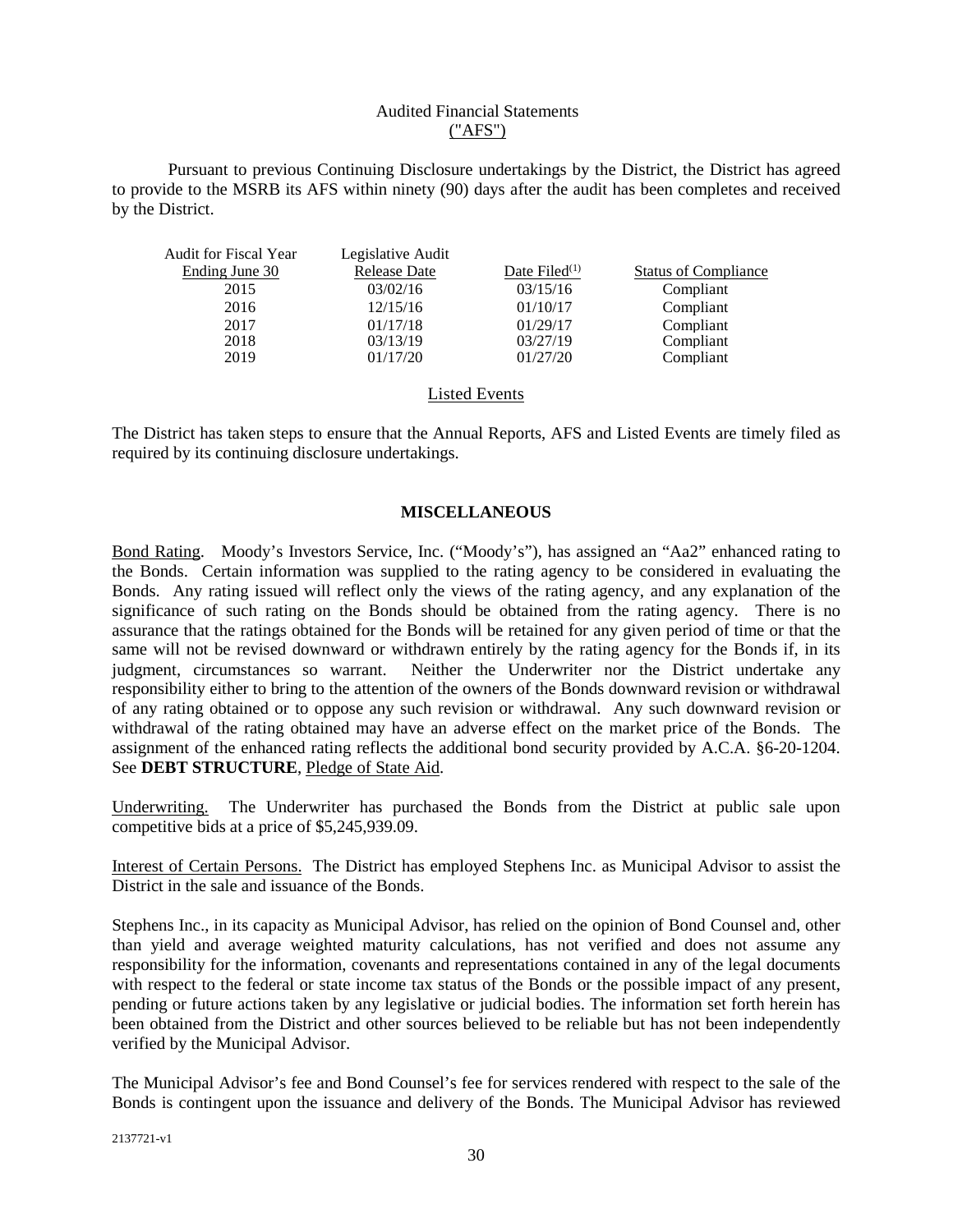### Audited Financial Statements
("AFS")

Pursuant to previous Continuing Disclosure undertakings by the District, the District has agreed to provide to the MSRB its AFS within ninety (90) days after the audit has been completes and received by the District.

| Audit for Fiscal Year Ending June 30 | Legislative Audit Release Date | Date Filed[(1)] | Status of Compliance |
|---|---|---|---|
| 2015 | 03/02/16 | 03/15/16 | Compliant |
| 2016 | 12/15/16 | 01/10/17 | Compliant |
| 2017 | 01/17/18 | 01/29/17 | Compliant |
| 2018 | 03/13/19 | 03/27/19 | Compliant |
| 2019 | 01/17/20 | 01/27/20 | Compliant |

### Listed Events

The District has taken steps to ensure that the Annual Reports, AFS and Listed Events are timely filed as required by its continuing disclosure undertakings.

## MISCELLANEOUS

Bond Rating. Moody's Investors Service, Inc. ("Moody's"), has assigned an "Aa2" enhanced rating to the Bonds. Certain information was supplied to the rating agency to be considered in evaluating the Bonds. Any rating issued will reflect only the views of the rating agency, and any explanation of the significance of such rating on the Bonds should be obtained from the rating agency. There is no assurance that the ratings obtained for the Bonds will be retained for any given period of time or that the same will not be revised downward or withdrawn entirely by the rating agency for the Bonds if, in its judgment, circumstances so warrant. Neither the Underwriter nor the District undertake any responsibility either to bring to the attention of the owners of the Bonds downward revision or withdrawal of any rating obtained or to oppose any such revision or withdrawal. Any such downward revision or withdrawal of the rating obtained may have an adverse effect on the market price of the Bonds. The assignment of the enhanced rating reflects the additional bond security provided by A.C.A. §6-20-1204. See **DEBT STRUCTURE**, Pledge of State Aid.

Underwriting. The Underwriter has purchased the Bonds from the District at public sale upon competitive bids at a price of $5,245,939.09.

Interest of Certain Persons. The District has employed Stephens Inc. as Municipal Advisor to assist the District in the sale and issuance of the Bonds.

Stephens Inc., in its capacity as Municipal Advisor, has relied on the opinion of Bond Counsel and, other than yield and average weighted maturity calculations, has not verified and does not assume any responsibility for the information, covenants and representations contained in any of the legal documents with respect to the federal or state income tax status of the Bonds or the possible impact of any present, pending or future actions taken by any legislative or judicial bodies. The information set forth herein has been obtained from the District and other sources believed to be reliable but has not been independently verified by the Municipal Advisor.

The Municipal Advisor's fee and Bond Counsel's fee for services rendered with respect to the sale of the Bonds is contingent upon the issuance and delivery of the Bonds. The Municipal Advisor has reviewed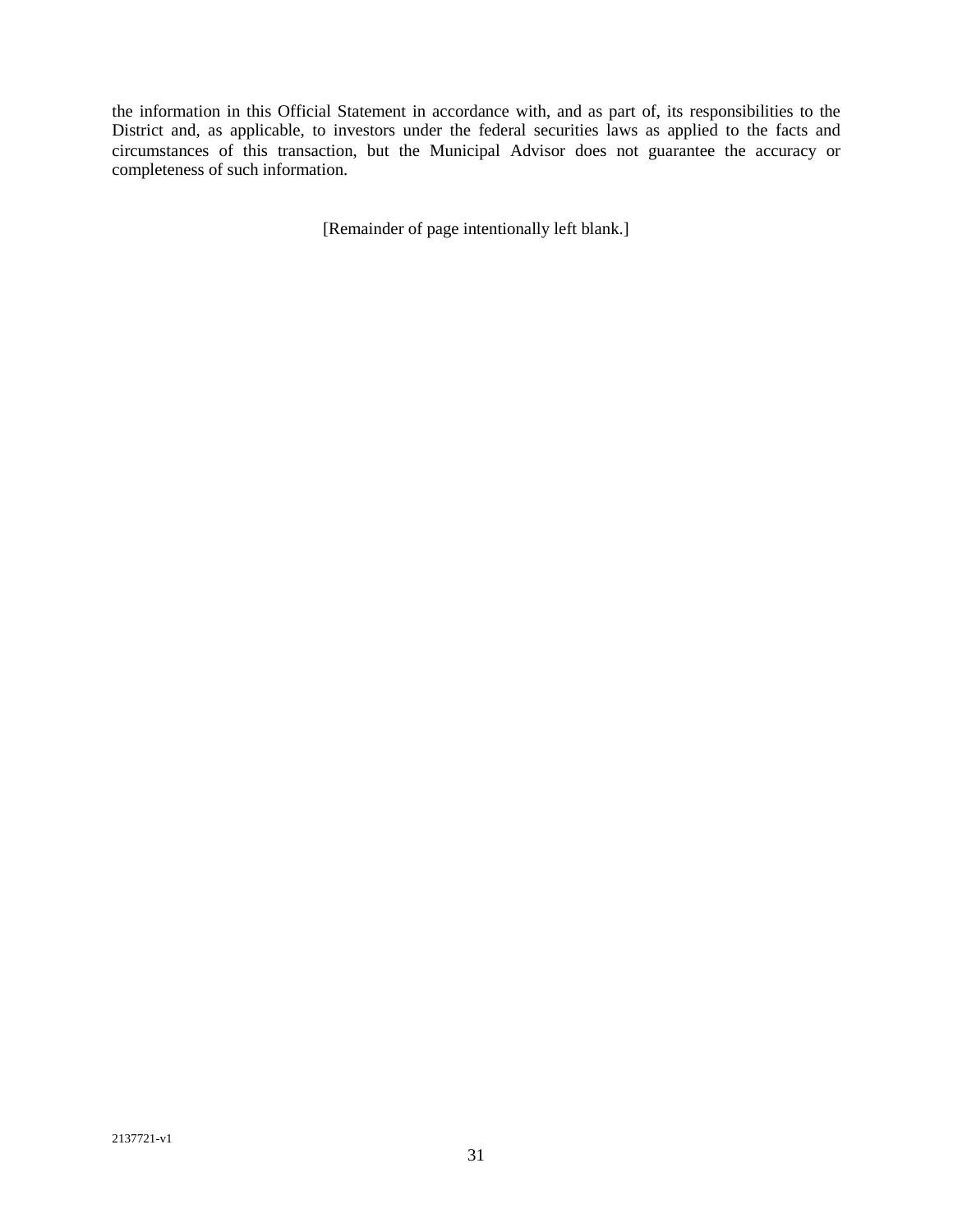the information in this Official Statement in accordance with, and as part of, its responsibilities to the District and, as applicable, to investors under the federal securities laws as applied to the facts and circumstances of this transaction, but the Municipal Advisor does not guarantee the accuracy or completeness of such information.

[Remainder of page intentionally left blank.]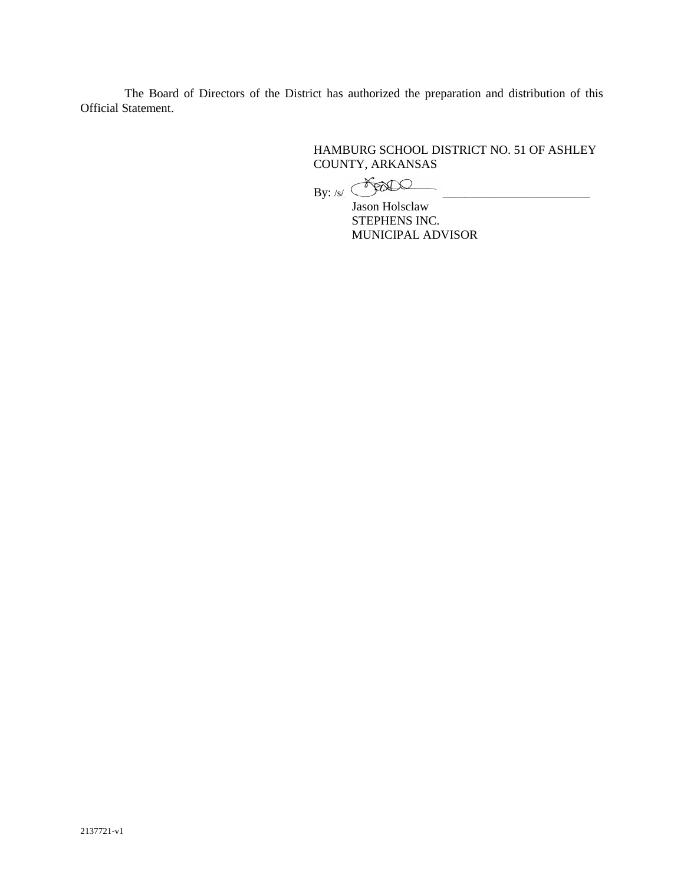The Board of Directors of the District has authorized the preparation and distribution of this Official Statement.

HAMBURG SCHOOL DISTRICT NO. 51 OF ASHLEY COUNTY, ARKANSAS

By: /s/ ________________________

Jason Holsclaw
STEPHENS INC.
MUNICIPAL ADVISOR

2137721-v1